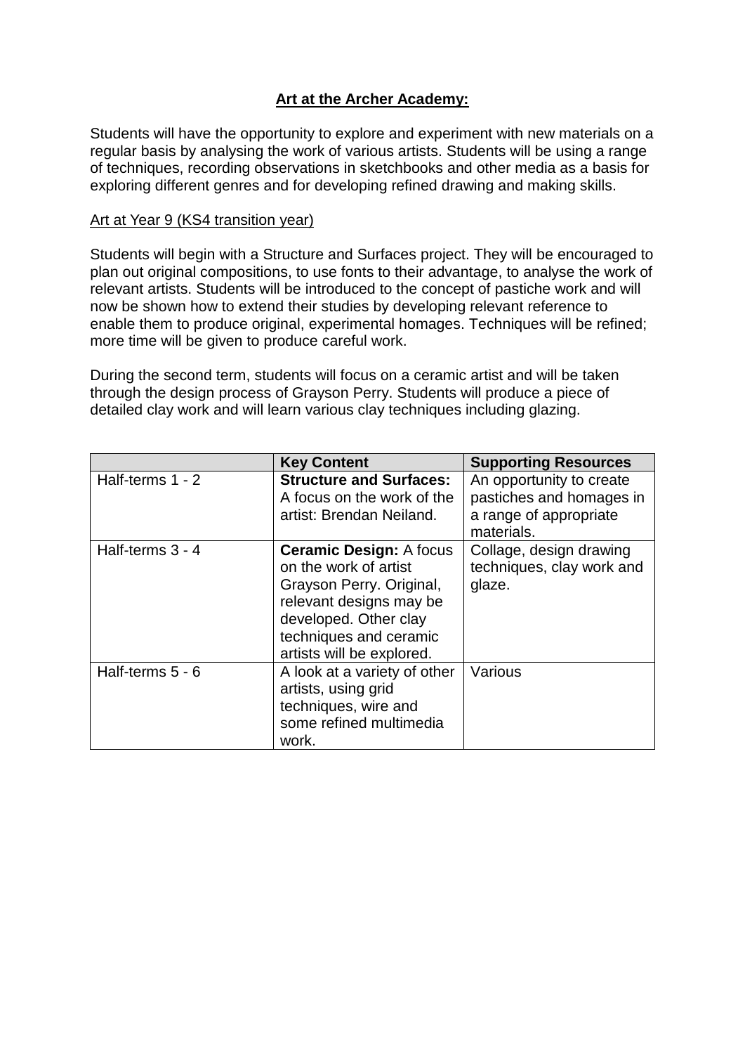# **Art at the Archer Academy:**

Students will have the opportunity to explore and experiment with new materials on a regular basis by analysing the work of various artists. Students will be using a range of techniques, recording observations in sketchbooks and other media as a basis for exploring different genres and for developing refined drawing and making skills.

## Art at Year 9 (KS4 transition year)

Students will begin with a Structure and Surfaces project. They will be encouraged to plan out original compositions, to use fonts to their advantage, to analyse the work of relevant artists. Students will be introduced to the concept of pastiche work and will now be shown how to extend their studies by developing relevant reference to enable them to produce original, experimental homages. Techniques will be refined; more time will be given to produce careful work.

During the second term, students will focus on a ceramic artist and will be taken through the design process of Grayson Perry. Students will produce a piece of detailed clay work and will learn various clay techniques including glazing.

| | **Key Content** | **Supporting Resources** |
|---|---|---|
| Half-terms 1 - 2 | **Structure and Surfaces:** A focus on the work of the artist: Brendan Neiland. | An opportunity to create pastiches and homages in a range of appropriate materials. |
| Half-terms 3 - 4 | **Ceramic Design:** A focus on the work of artist Grayson Perry. Original, relevant designs may be developed. Other clay techniques and ceramic artists will be explored. | Collage, design drawing techniques, clay work and glaze. |
| Half-terms 5 - 6 | A look at a variety of other artists, using grid techniques, wire and some refined multimedia work. | Various |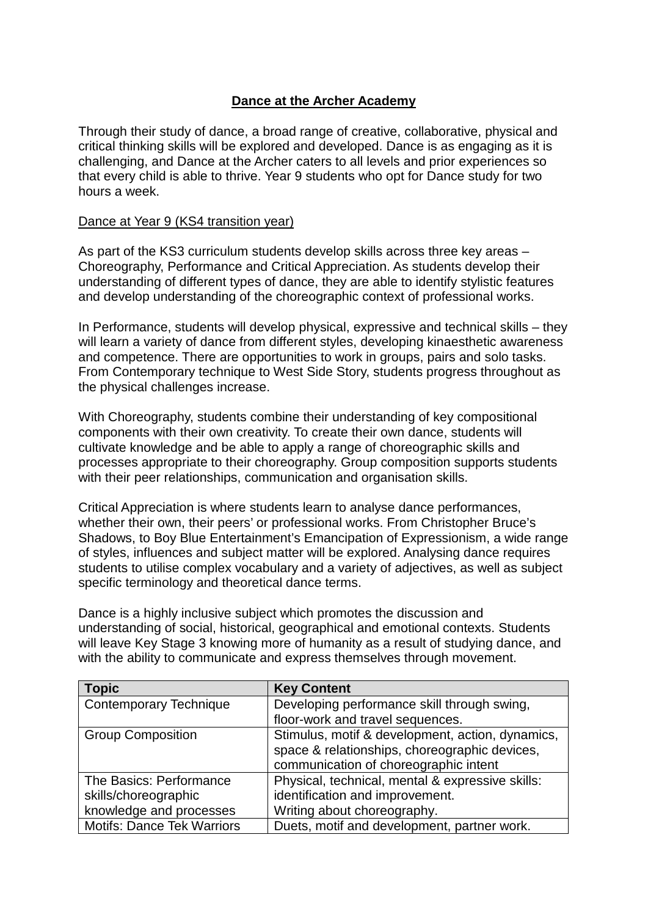# Dance at the Archer Academy

Through their study of dance, a broad range of creative, collaborative, physical and critical thinking skills will be explored and developed. Dance is as engaging as it is challenging, and Dance at the Archer caters to all levels and prior experiences so that every child is able to thrive. Year 9 students who opt for Dance study for two hours a week.

## Dance at Year 9 (KS4 transition year)

As part of the KS3 curriculum students develop skills across three key areas – Choreography, Performance and Critical Appreciation. As students develop their understanding of different types of dance, they are able to identify stylistic features and develop understanding of the choreographic context of professional works.

In Performance, students will develop physical, expressive and technical skills – they will learn a variety of dance from different styles, developing kinaesthetic awareness and competence. There are opportunities to work in groups, pairs and solo tasks. From Contemporary technique to West Side Story, students progress throughout as the physical challenges increase.

With Choreography, students combine their understanding of key compositional components with their own creativity. To create their own dance, students will cultivate knowledge and be able to apply a range of choreographic skills and processes appropriate to their choreography. Group composition supports students with their peer relationships, communication and organisation skills.

Critical Appreciation is where students learn to analyse dance performances, whether their own, their peers' or professional works. From Christopher Bruce's Shadows, to Boy Blue Entertainment's Emancipation of Expressionism, a wide range of styles, influences and subject matter will be explored. Analysing dance requires students to utilise complex vocabulary and a variety of adjectives, as well as subject specific terminology and theoretical dance terms.

Dance is a highly inclusive subject which promotes the discussion and understanding of social, historical, geographical and emotional contexts. Students will leave Key Stage 3 knowing more of humanity as a result of studying dance, and with the ability to communicate and express themselves through movement.

| Topic | Key Content |
|---|---|
| Contemporary Technique | Developing performance skill through swing, floor-work and travel sequences. |
| Group Composition | Stimulus, motif & development, action, dynamics, space & relationships, choreographic devices, communication of choreographic intent |
| The Basics: Performance skills/choreographic knowledge and processes | Physical, technical, mental & expressive skills: identification and improvement. Writing about choreography. |
| Motifs: Dance Tek Warriors | Duets, motif and development, partner work. |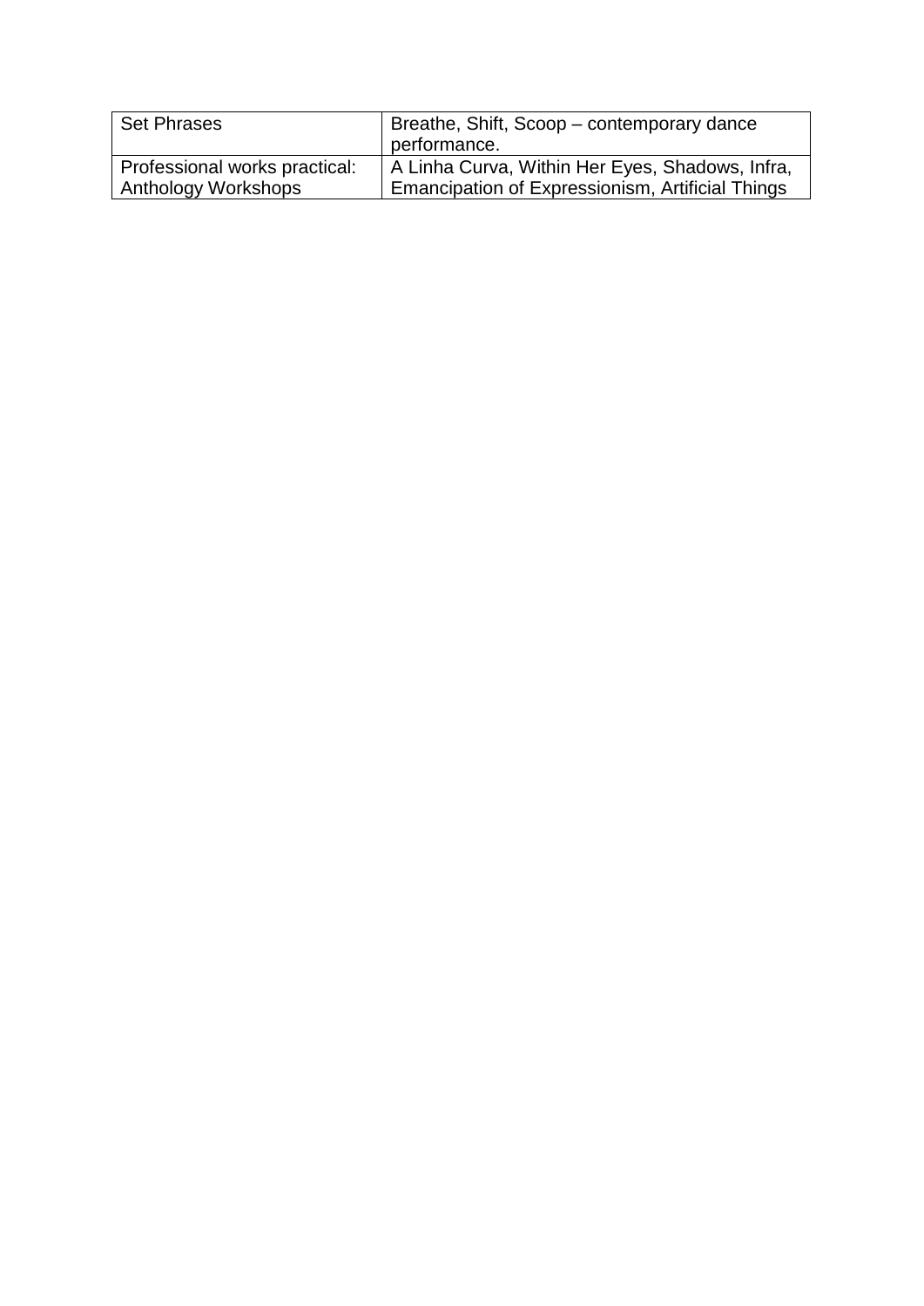| Set Phrases | Breathe, Shift, Scoop – contemporary dance performance. |
| --- | --- |
| Professional works practical: Anthology Workshops | A Linha Curva, Within Her Eyes, Shadows, Infra, Emancipation of Expressionism, Artificial Things |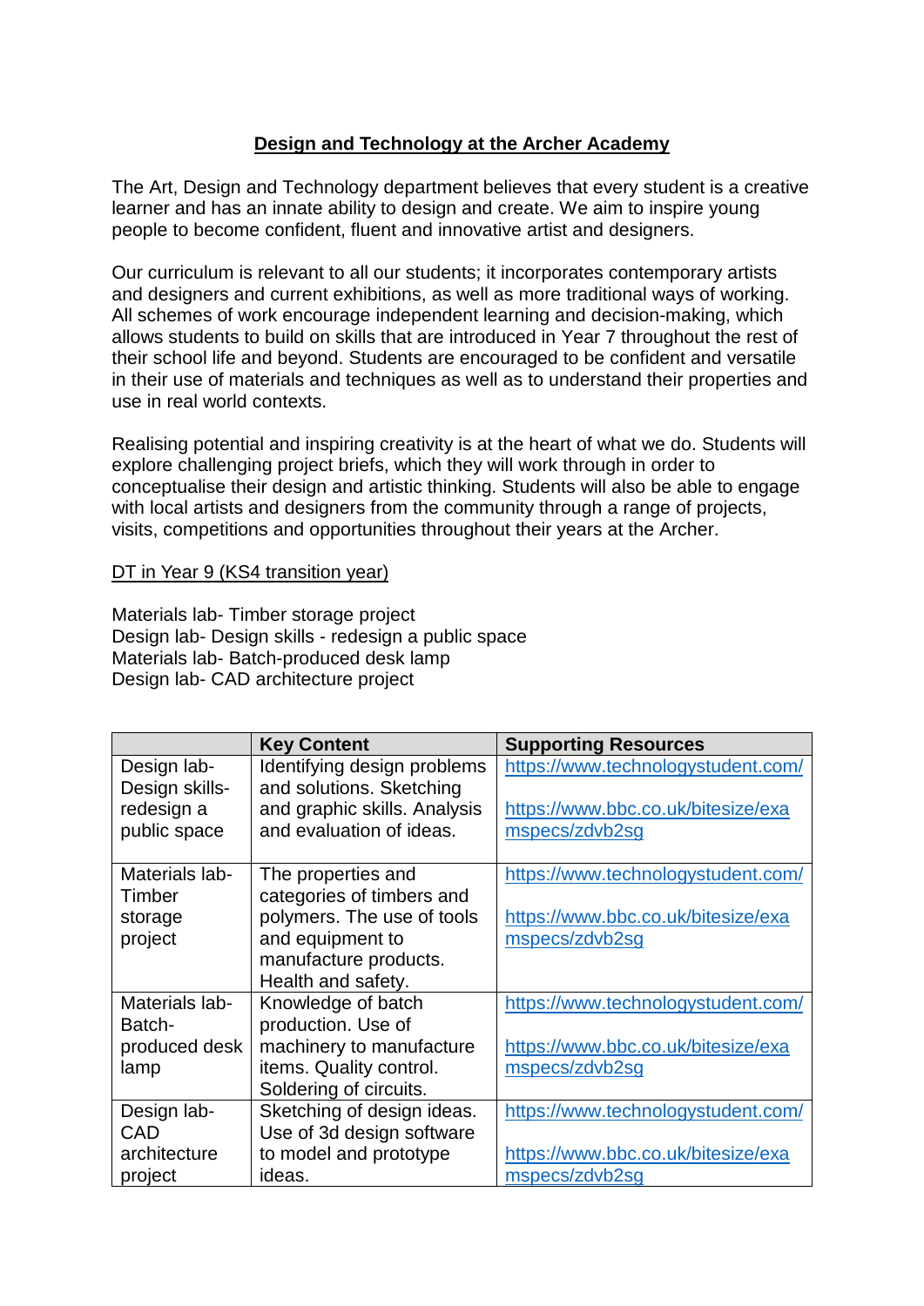# Design and Technology at the Archer Academy

The Art, Design and Technology department believes that every student is a creative learner and has an innate ability to design and create. We aim to inspire young people to become confident, fluent and innovative artist and designers.

Our curriculum is relevant to all our students; it incorporates contemporary artists and designers and current exhibitions, as well as more traditional ways of working. All schemes of work encourage independent learning and decision-making, which allows students to build on skills that are introduced in Year 7 throughout the rest of their school life and beyond. Students are encouraged to be confident and versatile in their use of materials and techniques as well as to understand their properties and use in real world contexts.

Realising potential and inspiring creativity is at the heart of what we do. Students will explore challenging project briefs, which they will work through in order to conceptualise their design and artistic thinking. Students will also be able to engage with local artists and designers from the community through a range of projects, visits, competitions and opportunities throughout their years at the Archer.

## DT in Year 9 (KS4 transition year)

Materials lab- Timber storage project
Design lab- Design skills - redesign a public space
Materials lab- Batch-produced desk lamp
Design lab- CAD architecture project

| | Key Content | Supporting Resources |
|---|---|---|
| Design lab- Design skills- redesign a public space | Identifying design problems and solutions. Sketching and graphic skills. Analysis and evaluation of ideas. | https://www.technologystudent.com/ <br><br> https://www.bbc.co.uk/bitesize/examspecs/zdvb2sg |
| Materials lab- Timber storage project | The properties and categories of timbers and polymers. The use of tools and equipment to manufacture products. Health and safety. | https://www.technologystudent.com/ <br><br> https://www.bbc.co.uk/bitesize/examspecs/zdvb2sg |
| Materials lab- Batch-produced desk lamp | Knowledge of batch production. Use of machinery to manufacture items. Quality control. Soldering of circuits. | https://www.technologystudent.com/ <br><br> https://www.bbc.co.uk/bitesize/examspecs/zdvb2sg |
| Design lab- CAD architecture project | Sketching of design ideas. Use of 3d design software to model and prototype ideas. | https://www.technologystudent.com/ <br><br> https://www.bbc.co.uk/bitesize/examspecs/zdvb2sg |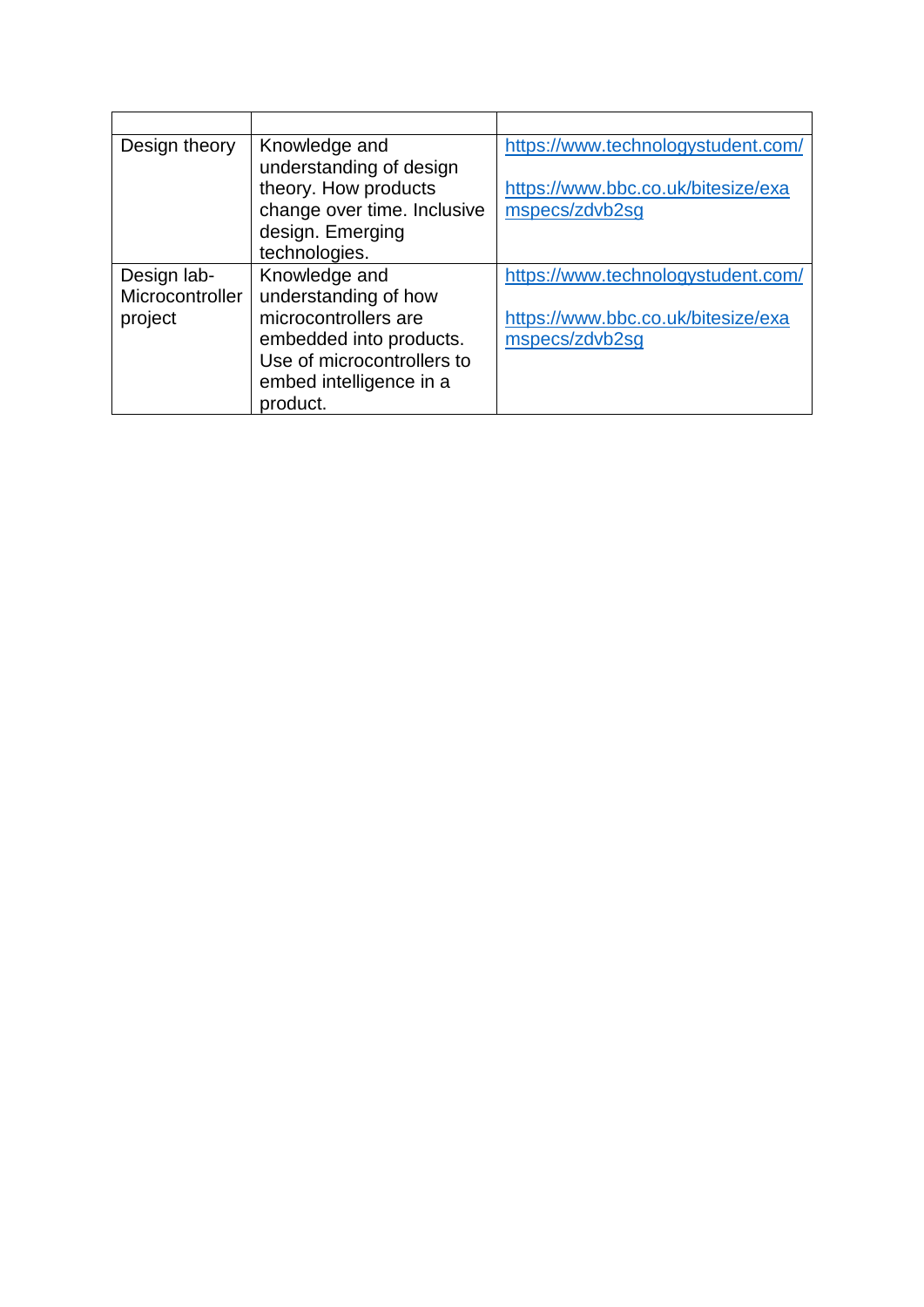| | | |
|---|---|---|
| Design theory | Knowledge and understanding of design theory. How products change over time. Inclusive design. Emerging technologies. | https://www.technologystudent.com/<br><br>https://www.bbc.co.uk/bitesize/examspecs/zdvb2sg |
| Design lab- Microcontroller project | Knowledge and understanding of how microcontrollers are embedded into products. Use of microcontrollers to embed intelligence in a product. | https://www.technologystudent.com/<br><br>https://www.bbc.co.uk/bitesize/examspecs/zdvb2sg |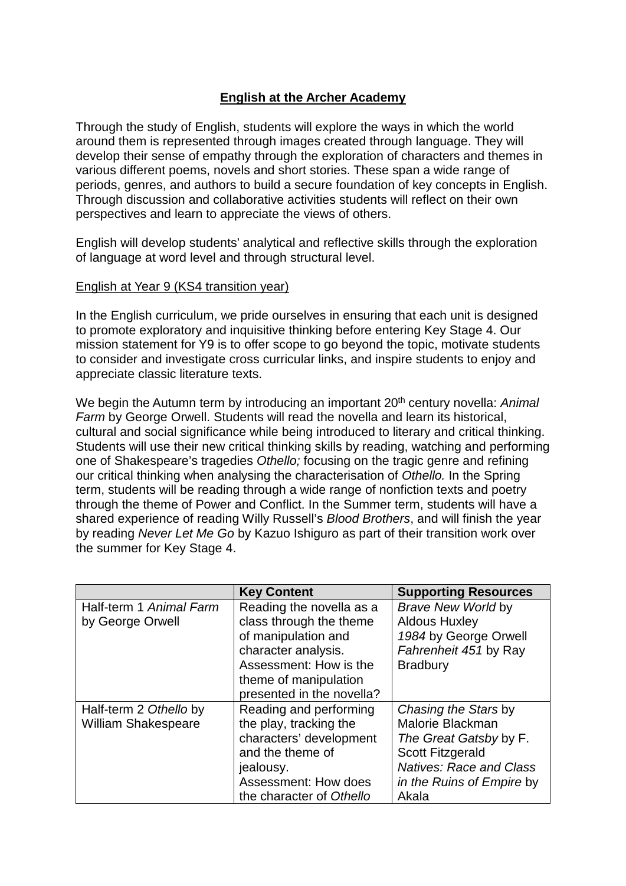# English at the Archer Academy

Through the study of English, students will explore the ways in which the world around them is represented through images created through language. They will develop their sense of empathy through the exploration of characters and themes in various different poems, novels and short stories. These span a wide range of periods, genres, and authors to build a secure foundation of key concepts in English. Through discussion and collaborative activities students will reflect on their own perspectives and learn to appreciate the views of others.

English will develop students' analytical and reflective skills through the exploration of language at word level and through structural level.

## English at Year 9 (KS4 transition year)

In the English curriculum, we pride ourselves in ensuring that each unit is designed to promote exploratory and inquisitive thinking before entering Key Stage 4. Our mission statement for Y9 is to offer scope to go beyond the topic, motivate students to consider and investigate cross curricular links, and inspire students to enjoy and appreciate classic literature texts.

We begin the Autumn term by introducing an important 20th century novella: *Animal Farm* by George Orwell. Students will read the novella and learn its historical, cultural and social significance while being introduced to literary and critical thinking. Students will use their new critical thinking skills by reading, watching and performing one of Shakespeare's tragedies *Othello;* focusing on the tragic genre and refining our critical thinking when analysing the characterisation of *Othello.* In the Spring term, students will be reading through a wide range of nonfiction texts and poetry through the theme of Power and Conflict. In the Summer term, students will have a shared experience of reading Willy Russell's *Blood Brothers*, and will finish the year by reading *Never Let Me Go* by Kazuo Ishiguro as part of their transition work over the summer for Key Stage 4.

| | **Key Content** | **Supporting Resources** |
|---|---|---|
| Half-term 1 *Animal Farm* by George Orwell | Reading the novella as a class through the theme of manipulation and character analysis. Assessment: How is the theme of manipulation presented in the novella? | *Brave New World* by Aldous Huxley<br>*1984* by George Orwell<br>*Fahrenheit 451* by Ray Bradbury |
| Half-term 2 *Othello* by William Shakespeare | Reading and performing the play, tracking the characters' development and the theme of jealousy. Assessment: How does the character of *Othello* | *Chasing the Stars* by Malorie Blackman<br>*The Great Gatsby* by F. Scott Fitzgerald<br>*Natives: Race and Class in the Ruins of Empire* by Akala |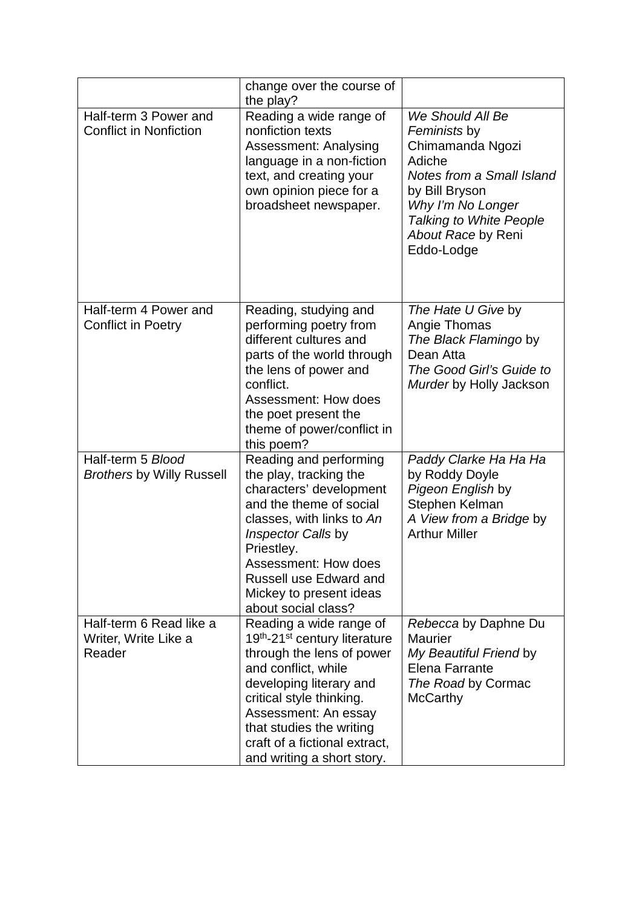| | | |
|---|---|---|
| | change over the course of the play? | |
| Half-term 3 Power and Conflict in Nonfiction | Reading a wide range of nonfiction texts<br>Assessment: Analysing language in a non-fiction text, and creating your own opinion piece for a broadsheet newspaper. | *We Should All Be Feminists* by Chimamanda Ngozi Adiche<br>*Notes from a Small Island* by Bill Bryson<br>*Why I'm No Longer Talking to White People About Race* by Reni Eddo-Lodge |
| Half-term 4 Power and Conflict in Poetry | Reading, studying and performing poetry from different cultures and parts of the world through the lens of power and conflict.<br>Assessment: How does the poet present the theme of power/conflict in this poem? | *The Hate U Give* by Angie Thomas<br>*The Black Flamingo* by Dean Atta<br>*The Good Girl's Guide to Murder* by Holly Jackson |
| Half-term 5 *Blood Brothers* by Willy Russell | Reading and performing the play, tracking the characters' development and the theme of social classes, with links to *An Inspector Calls* by Priestley.<br>Assessment: How does Russell use Edward and Mickey to present ideas about social class? | *Paddy Clarke Ha Ha Ha* by Roddy Doyle<br>*Pigeon English* by Stephen Kelman<br>*A View from a Bridge* by Arthur Miller |
| Half-term 6 Read like a Writer, Write Like a Reader | Reading a wide range of 19th-21st century literature through the lens of power and conflict, while developing literary and critical style thinking.<br>Assessment: An essay that studies the writing craft of a fictional extract, and writing a short story. | *Rebecca* by Daphne Du Maurier<br>*My Beautiful Friend* by Elena Farrante<br>*The Road* by Cormac McCarthy |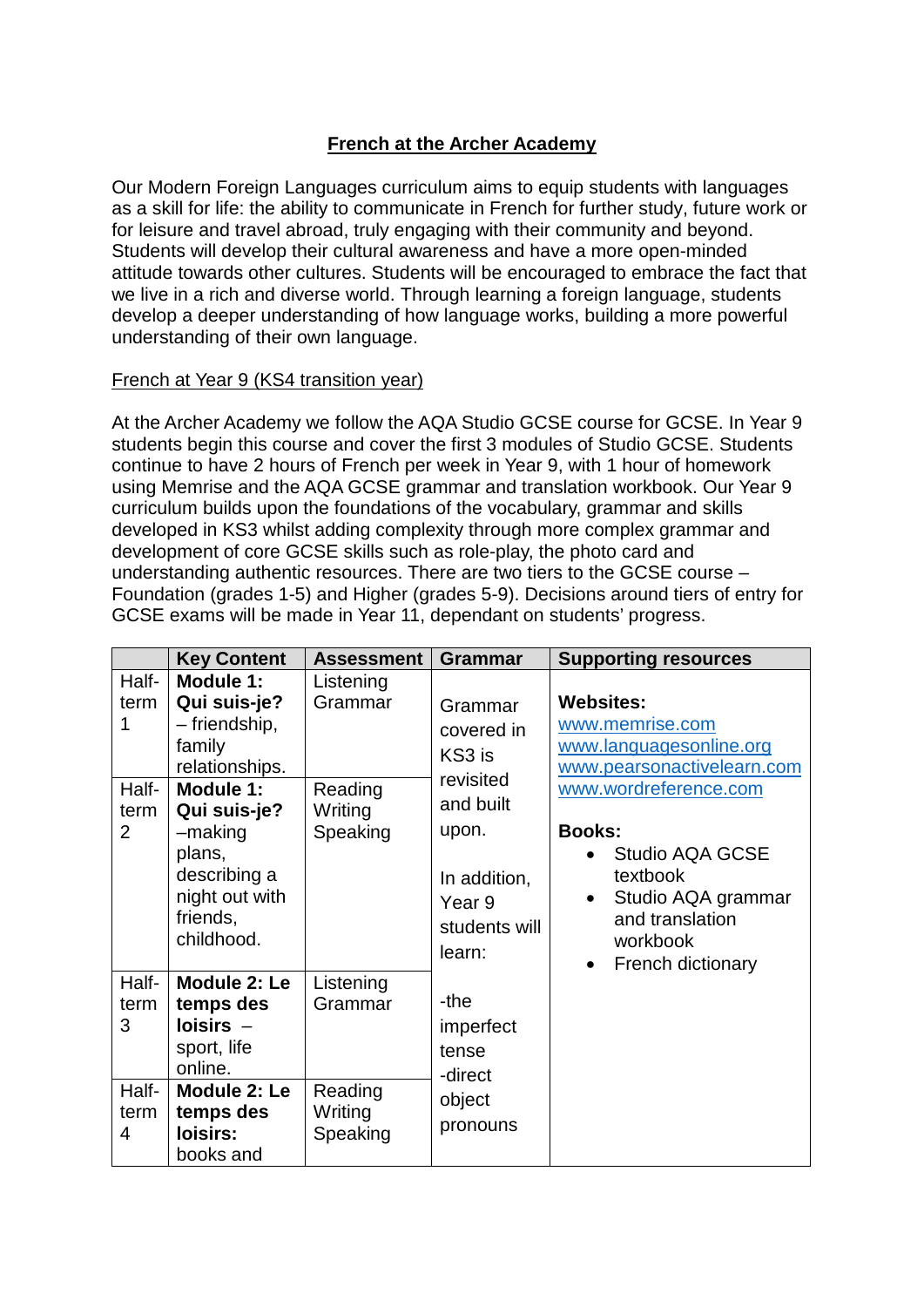# French at the Archer Academy

Our Modern Foreign Languages curriculum aims to equip students with languages as a skill for life: the ability to communicate in French for further study, future work or for leisure and travel abroad, truly engaging with their community and beyond. Students will develop their cultural awareness and have a more open-minded attitude towards other cultures. Students will be encouraged to embrace the fact that we live in a rich and diverse world. Through learning a foreign language, students develop a deeper understanding of how language works, building a more powerful understanding of their own language.

## French at Year 9 (KS4 transition year)

At the Archer Academy we follow the AQA Studio GCSE course for GCSE. In Year 9 students begin this course and cover the first 3 modules of Studio GCSE. Students continue to have 2 hours of French per week in Year 9, with 1 hour of homework using Memrise and the AQA GCSE grammar and translation workbook. Our Year 9 curriculum builds upon the foundations of the vocabulary, grammar and skills developed in KS3 whilst adding complexity through more complex grammar and development of core GCSE skills such as role-play, the photo card and understanding authentic resources. There are two tiers to the GCSE course – Foundation (grades 1-5) and Higher (grades 5-9). Decisions around tiers of entry for GCSE exams will be made in Year 11, dependant on students' progress.

| | Key Content | Assessment | Grammar | Supporting resources |
|---|---|---|---|---|
| Half-term 1 | **Module 1: Qui suis-je?** – friendship, family relationships. | Listening Grammar | Grammar covered in KS3 is revisited and built upon.<br><br>In addition, Year 9 students will learn:<br><br>-the imperfect tense<br>-direct object pronouns | **Websites:**<br>www.memrise.com<br>www.languagesonline.org<br>www.pearsonactivelearn.com<br>www.wordreference.com<br><br>**Books:**<br>• Studio AQA GCSE textbook<br>• Studio AQA grammar and translation workbook<br>• French dictionary |
| Half-term 2 | **Module 1: Qui suis-je?** –making plans, describing a night out with friends, childhood. | Reading Writing Speaking | | |
| Half-term 3 | **Module 2: Le temps des loisirs** – sport, life online. | Listening Grammar | | |
| Half-term 4 | **Module 2: Le temps des loisirs:** books and | Reading Writing Speaking | | |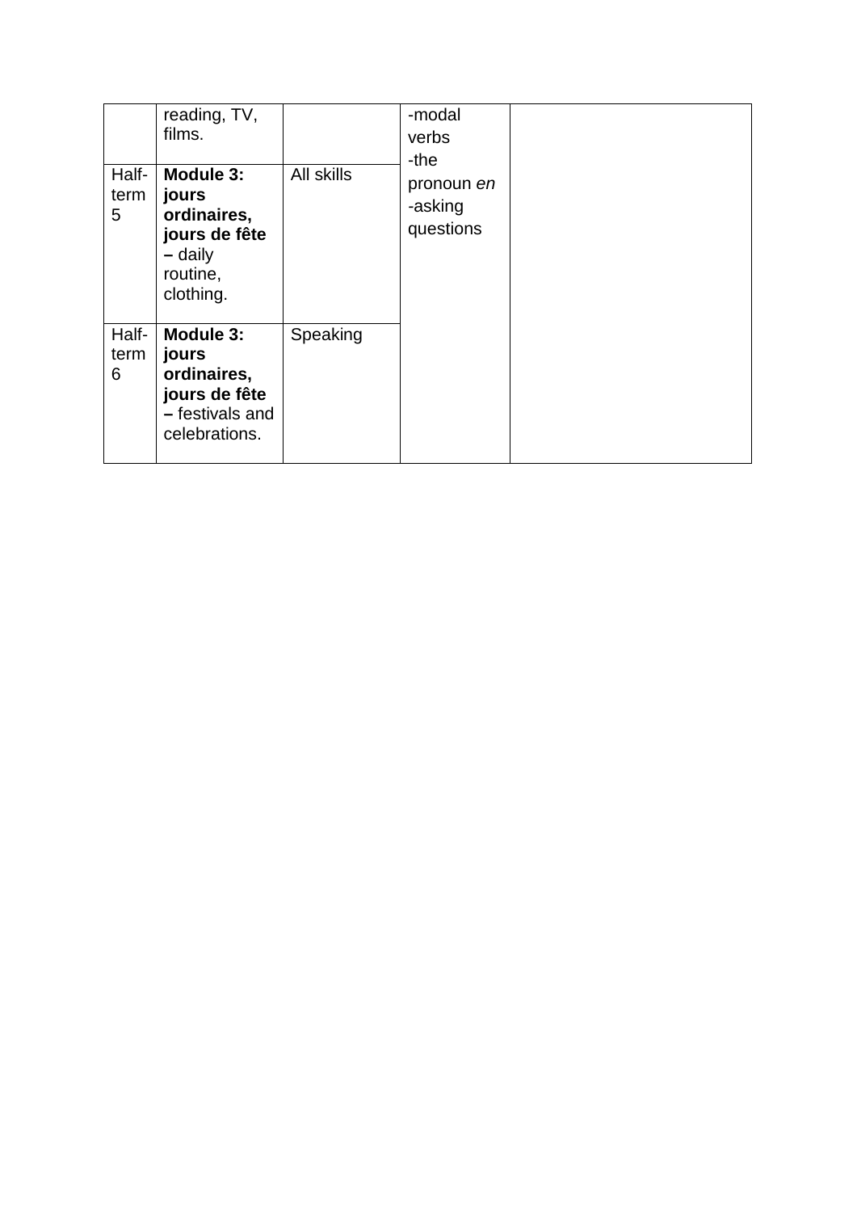| | | | | |
|---|---|---|---|---|
| | reading, TV, films. | | -modal verbs<br>-the pronoun *en*<br>-asking questions | |
| Half-term 5 | **Module 3: jours ordinaires, jours de fête –** daily routine, clothing. | All skills | | |
| Half-term 6 | **Module 3: jours ordinaires, jours de fête –** festivals and celebrations. | Speaking | | |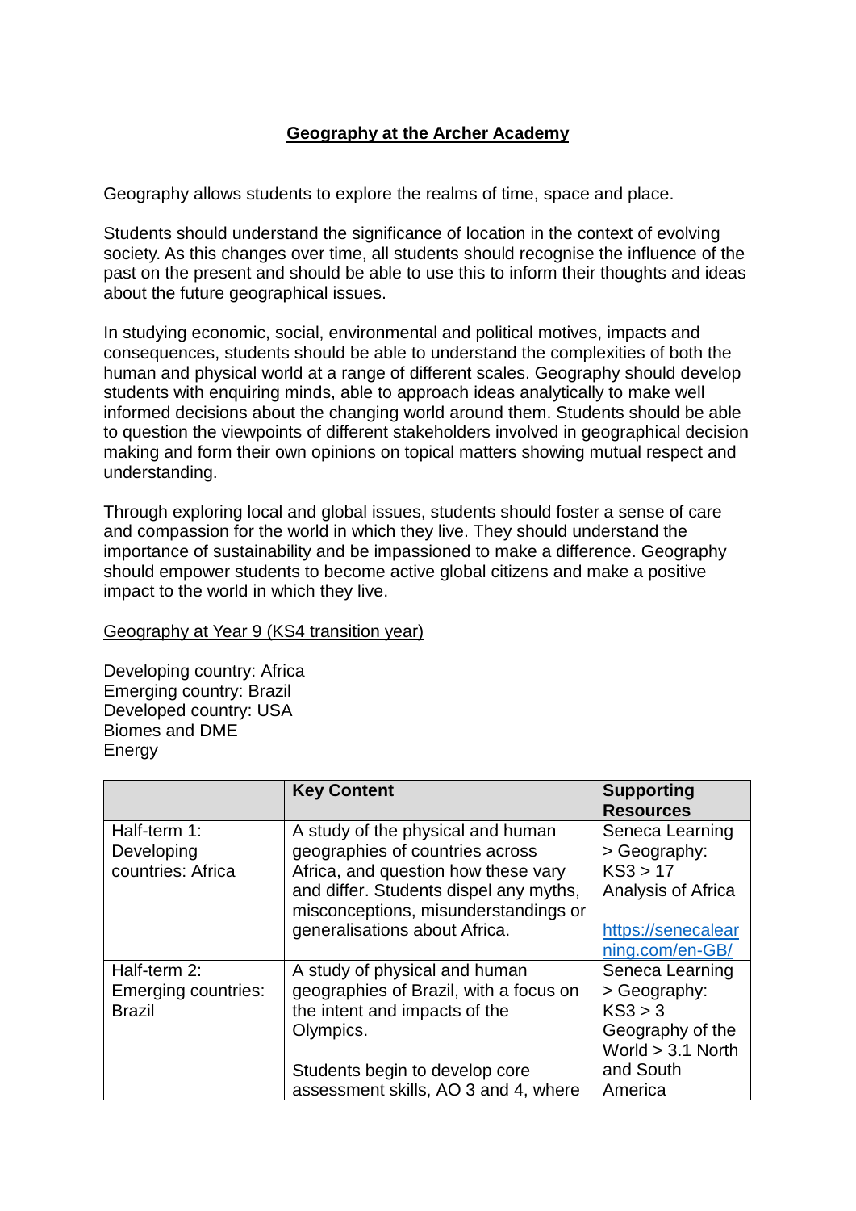# Geography at the Archer Academy

Geography allows students to explore the realms of time, space and place.

Students should understand the significance of location in the context of evolving society. As this changes over time, all students should recognise the influence of the past on the present and should be able to use this to inform their thoughts and ideas about the future geographical issues.

In studying economic, social, environmental and political motives, impacts and consequences, students should be able to understand the complexities of both the human and physical world at a range of different scales. Geography should develop students with enquiring minds, able to approach ideas analytically to make well informed decisions about the changing world around them. Students should be able to question the viewpoints of different stakeholders involved in geographical decision making and form their own opinions on topical matters showing mutual respect and understanding.

Through exploring local and global issues, students should foster a sense of care and compassion for the world in which they live. They should understand the importance of sustainability and be impassioned to make a difference. Geography should empower students to become active global citizens and make a positive impact to the world in which they live.

Geography at Year 9 (KS4 transition year)

Developing country: Africa
Emerging country: Brazil
Developed country: USA
Biomes and DME
Energy

| | **Key Content** | **Supporting Resources** |
|---|---|---|
| Half-term 1: Developing countries: Africa | A study of the physical and human geographies of countries across Africa, and question how these vary and differ. Students dispel any myths, misconceptions, misunderstandings or generalisations about Africa. | Seneca Learning > Geography: KS3 > 17 Analysis of Africa<br><br>[https://senecalearning.com/en-GB/](https://senecalearning.com/en-GB/) |
| Half-term 2: Emerging countries: Brazil | A study of physical and human geographies of Brazil, with a focus on the intent and impacts of the Olympics.<br><br>Students begin to develop core assessment skills, AO 3 and 4, where | Seneca Learning > Geography: KS3 > 3 Geography of the World > 3.1 North and South America |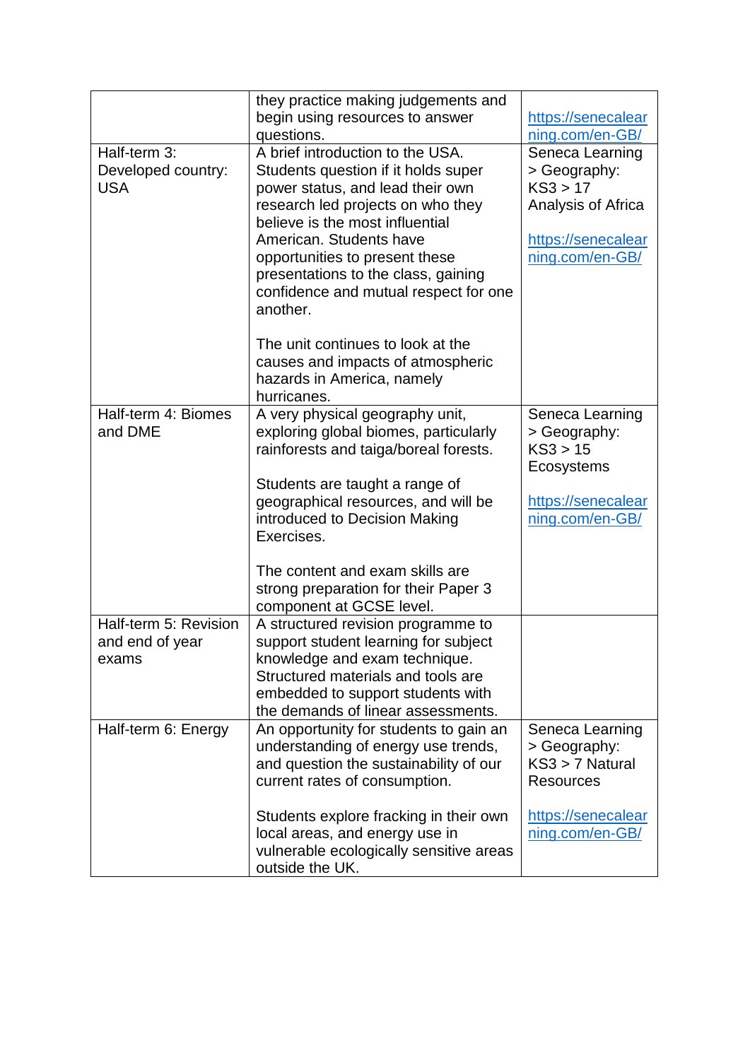| | | |
|---|---|---|
| | they practice making judgements and begin using resources to answer questions. | https://senecalearning.com/en-GB/ |
| Half-term 3: Developed country: USA | A brief introduction to the USA. Students question if it holds super power status, and lead their own research led projects on who they believe is the most influential American. Students have opportunities to present these presentations to the class, gaining confidence and mutual respect for one another.<br><br>The unit continues to look at the causes and impacts of atmospheric hazards in America, namely hurricanes. | Seneca Learning > Geography: KS3 > 17 Analysis of Africa<br><br>https://senecalearning.com/en-GB/ |
| Half-term 4: Biomes and DME | A very physical geography unit, exploring global biomes, particularly rainforests and taiga/boreal forests.<br><br>Students are taught a range of geographical resources, and will be introduced to Decision Making Exercises.<br><br>The content and exam skills are strong preparation for their Paper 3 component at GCSE level. | Seneca Learning > Geography: KS3 > 15 Ecosystems<br><br>https://senecalearning.com/en-GB/ |
| Half-term 5: Revision and end of year exams | A structured revision programme to support student learning for subject knowledge and exam technique. Structured materials and tools are embedded to support students with the demands of linear assessments. | |
| Half-term 6: Energy | An opportunity for students to gain an understanding of energy use trends, and question the sustainability of our current rates of consumption.<br><br>Students explore fracking in their own local areas, and energy use in vulnerable ecologically sensitive areas outside the UK. | Seneca Learning > Geography: KS3 > 7 Natural Resources<br><br>https://senecalearning.com/en-GB/ |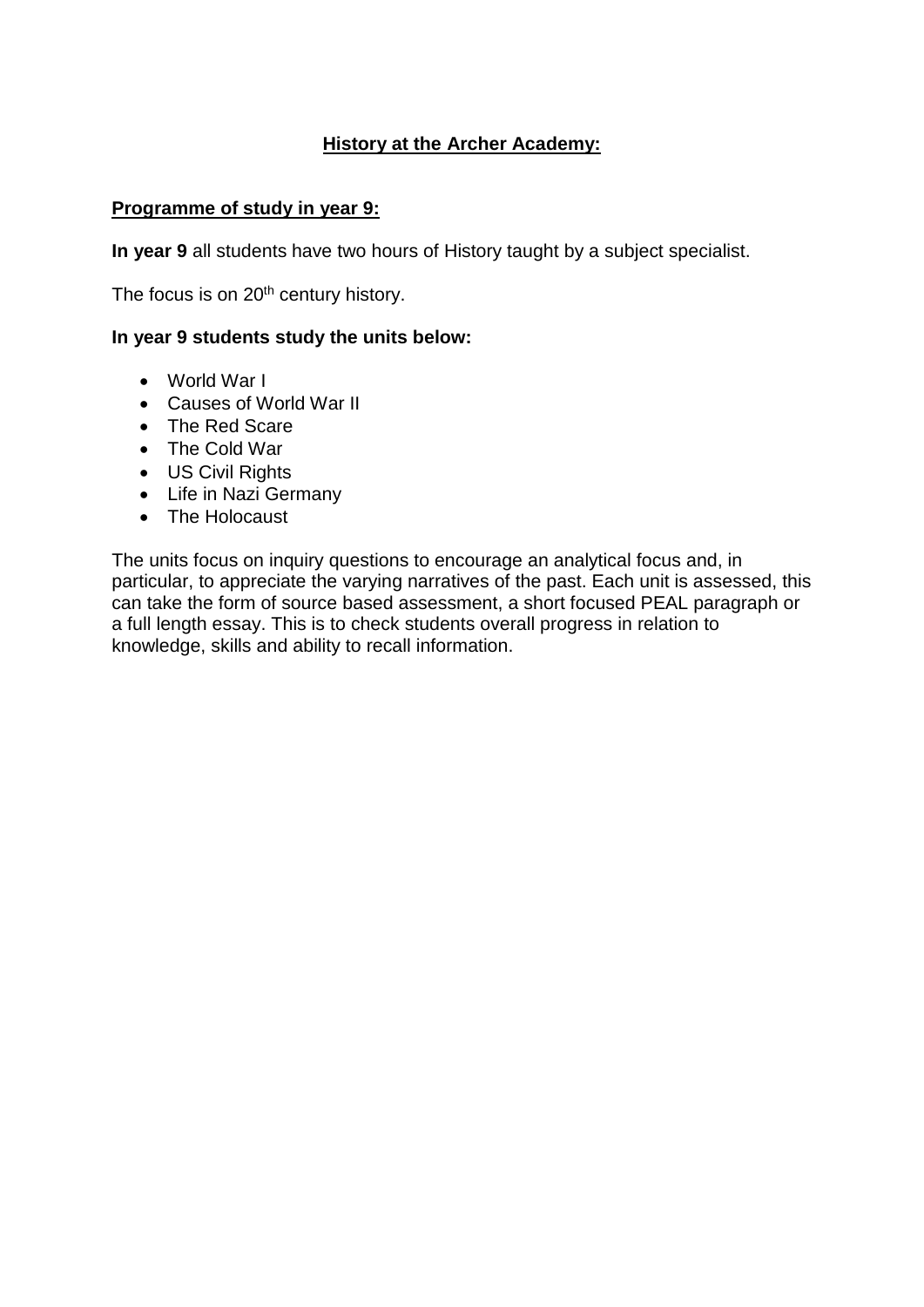# History at the Archer Academy:

## Programme of study in year 9:

**In year 9** all students have two hours of History taught by a subject specialist.

The focus is on 20th century history.

**In year 9 students study the units below:**

- World War I
- Causes of World War II
- The Red Scare
- The Cold War
- US Civil Rights
- Life in Nazi Germany
- The Holocaust

The units focus on inquiry questions to encourage an analytical focus and, in particular, to appreciate the varying narratives of the past. Each unit is assessed, this can take the form of source based assessment, a short focused PEAL paragraph or a full length essay. This is to check students overall progress in relation to knowledge, skills and ability to recall information.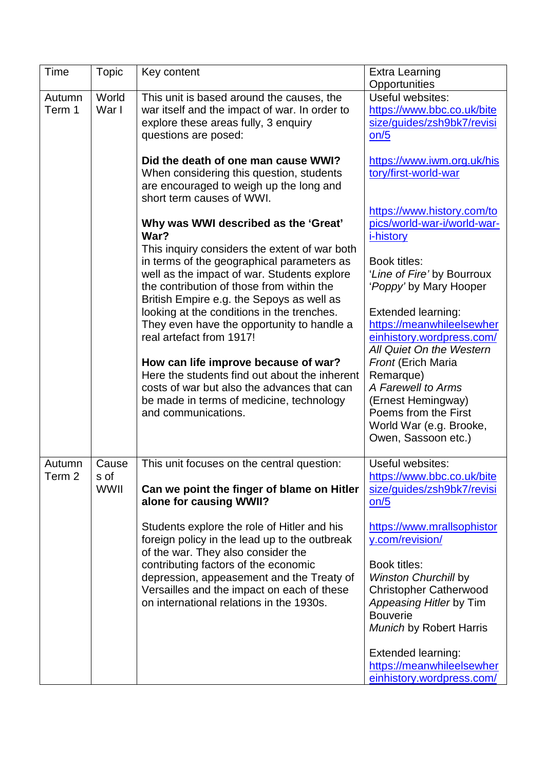| Time | Topic | Key content | Extra Learning Opportunities |
|---|---|---|---|
| Autumn Term 1 | World War I | This unit is based around the causes, the war itself and the impact of war. In order to explore these areas fully, 3 enquiry questions are posed:<br><br>**Did the death of one man cause WWI?**<br>When considering this question, students are encouraged to weigh up the long and short term causes of WWI.<br><br>**Why was WWI described as the 'Great' War?**<br>This inquiry considers the extent of war both in terms of the geographical parameters as well as the impact of war. Students explore the contribution of those from within the British Empire e.g. the Sepoys as well as looking at the conditions in the trenches. They even have the opportunity to handle a real artefact from 1917!<br><br>**How can life improve because of war?**<br>Here the students find out about the inherent costs of war but also the advances that can be made in terms of medicine, technology and communications. | Useful websites:<br>https://www.bbc.co.uk/bitesize/guides/zsh9bk7/revision/5<br><br>https://www.iwm.org.uk/history/first-world-war<br><br>https://www.history.com/topics/world-war-i/world-war-i-history<br><br>Book titles:<br>'*Line of Fire'* by Bourroux<br>'*Poppy'* by Mary Hooper<br><br>Extended learning:<br>https://meanwhileelsewhereinhistory.wordpress.com/<br>*All Quiet On the Western Front* (Erich Maria Remarque)<br>*A Farewell to Arms* (Ernest Hemingway)<br>Poems from the First World War (e.g. Brooke, Owen, Sassoon etc.) |
| Autumn Term 2 | Causes of WWII | This unit focuses on the central question:<br><br>**Can we point the finger of blame on Hitler alone for causing WWII?**<br><br>Students explore the role of Hitler and his foreign policy in the lead up to the outbreak of the war. They also consider the contributing factors of the economic depression, appeasement and the Treaty of Versailles and the impact on each of these on international relations in the 1930s. | Useful websites:<br>https://www.bbc.co.uk/bitesize/guides/zsh9bk7/revision/5<br><br>https://www.mrallsophistory.com/revision/<br><br>Book titles:<br>*Winston Churchill* by Christopher Catherwood<br>*Appeasing Hitler* by Tim Bouverie<br>*Munich* by Robert Harris<br><br>Extended learning:<br>https://meanwhileelsewhereinhistory.wordpress.com/ |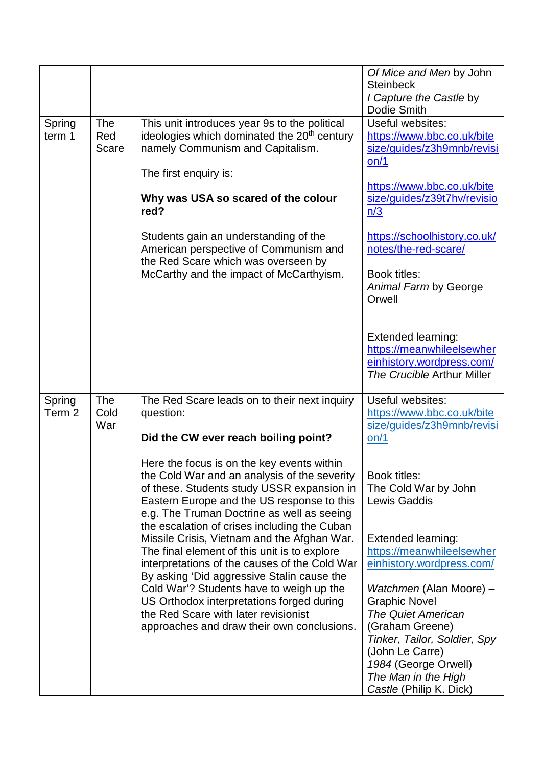| | | | |
|---|---|---|---|
| | | | *Of Mice and Men* by John Steinbeck<br>*I Capture the Castle* by Dodie Smith |
| Spring term 1 | The Red Scare | This unit introduces year 9s to the political ideologies which dominated the 20th century namely Communism and Capitalism.<br><br>The first enquiry is:<br><br>**Why was USA so scared of the colour red?**<br><br>Students gain an understanding of the American perspective of Communism and the Red Scare which was overseen by McCarthy and the impact of McCarthyism. | Useful websites:<br>https://www.bbc.co.uk/bitesize/guides/z3h9mnb/revision/1<br><br>https://www.bbc.co.uk/bitesize/guides/z39t7hv/revision/3<br><br>https://schoolhistory.co.uk/notes/the-red-scare/<br><br>Book titles:<br>*Animal Farm* by George Orwell<br><br>Extended learning:<br>https://meanwhileelsewhereinhistory.wordpress.com/<br>*The Crucible* Arthur Miller |
| Spring Term 2 | The Cold War | The Red Scare leads on to their next inquiry question:<br><br>**Did the CW ever reach boiling point?**<br><br>Here the focus is on the key events within the Cold War and an analysis of the severity of these. Students study USSR expansion in Eastern Europe and the US response to this e.g. The Truman Doctrine as well as seeing the escalation of crises including the Cuban Missile Crisis, Vietnam and the Afghan War. The final element of this unit is to explore interpretations of the causes of the Cold War By asking 'Did aggressive Stalin cause the Cold War'? Students have to weigh up the US Orthodox interpretations forged during the Red Scare with later revisionist approaches and draw their own conclusions. | Useful websites:<br>https://www.bbc.co.uk/bitesize/guides/z3h9mnb/revision/1<br><br>Book titles:<br>The Cold War by John Lewis Gaddis<br><br>Extended learning:<br>https://meanwhileelsewhereinhistory.wordpress.com/<br><br>*Watchmen* (Alan Moore) – Graphic Novel<br>*The Quiet American* (Graham Greene)<br>*Tinker, Tailor, Soldier, Spy* (John Le Carre)<br>*1984* (George Orwell)<br>*The Man in the High Castle* (Philip K. Dick) |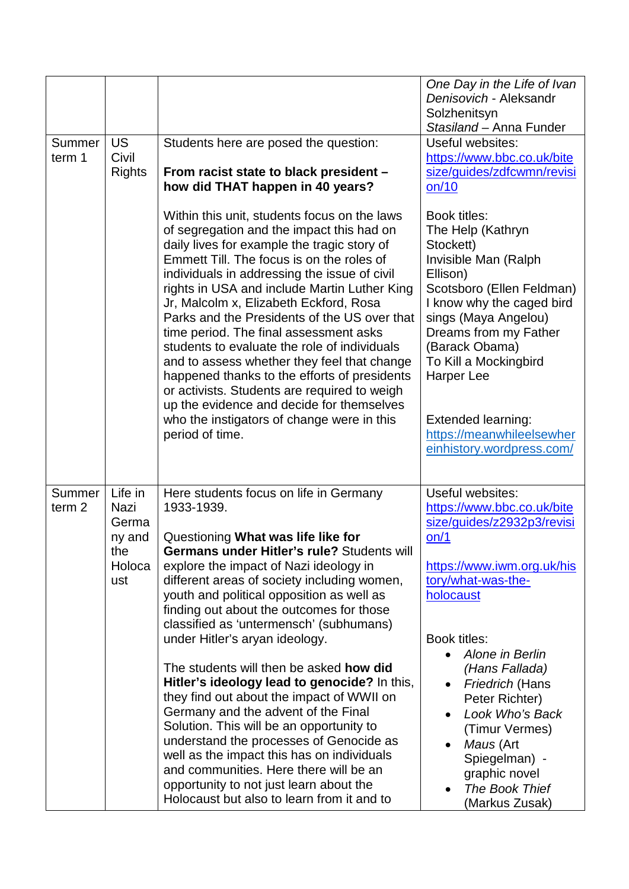| | | | |
|---|---|---|---|
| | | | *One Day in the Life of Ivan Denisovich* - Aleksandr Solzhenitsyn<br>*Stasiland* – Anna Funder |
| Summer term 1 | US Civil Rights | Students here are posed the question:<br><br>**From racist state to black president – how did THAT happen in 40 years?**<br><br>Within this unit, students focus on the laws of segregation and the impact this had on daily lives for example the tragic story of Emmett Till. The focus is on the roles of individuals in addressing the issue of civil rights in USA and include Martin Luther King Jr, Malcolm x, Elizabeth Eckford, Rosa Parks and the Presidents of the US over that time period. The final assessment asks students to evaluate the role of individuals and to assess whether they feel that change happened thanks to the efforts of presidents or activists. Students are required to weigh up the evidence and decide for themselves who the instigators of change were in this period of time. | Useful websites:<br>https://www.bbc.co.uk/bitesize/guides/zdfcwmn/revision/10<br><br>Book titles:<br>The Help (Kathryn Stockett)<br>Invisible Man (Ralph Ellison)<br>Scotsboro (Ellen Feldman)<br>I know why the caged bird sings (Maya Angelou)<br>Dreams from my Father (Barack Obama)<br>To Kill a Mockingbird Harper Lee<br><br>Extended learning:<br>https://meanwhileelsewhereinhistory.wordpress.com/ |
| Summer term 2 | Life in Nazi Germany and the Holocaust | Here students focus on life in Germany 1933-1939.<br><br>Questioning **What was life like for Germans under Hitler's rule?** Students will explore the impact of Nazi ideology in different areas of society including women, youth and political opposition as well as finding out about the outcomes for those classified as 'untermensch' (subhumans) under Hitler's aryan ideology.<br><br>The students will then be asked **how did Hitler's ideology lead to genocide?** In this, they find out about the impact of WWII on Germany and the advent of the Final Solution. This will be an opportunity to understand the processes of Genocide as well as the impact this has on individuals and communities. Here there will be an opportunity to not just learn about the Holocaust but also to learn from it and to | Useful websites:<br>https://www.bbc.co.uk/bitesize/guides/z2932p3/revision/1<br><br>https://www.iwm.org.uk/history/what-was-the-holocaust<br><br>Book titles:<br>• *Alone in Berlin* (Hans Fallada)<br>• *Friedrich* (Hans Peter Richter)<br>• *Look Who's Back* (Timur Vermes)<br>• *Maus* (Art Spiegelman) - graphic novel<br>• *The Book Thief* (Markus Zusak) |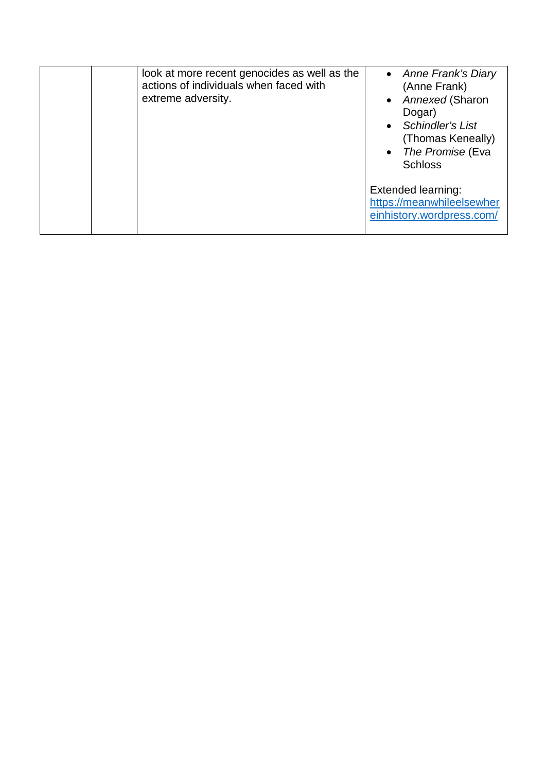|  |  |  |  |
|---|---|---|---|
|  |  | look at more recent genocides as well as the actions of individuals when faced with extreme adversity. | • *Anne Frank's Diary* (Anne Frank)<br>• *Annexed* (Sharon Dogar)<br>• *Schindler's List* (Thomas Keneally)<br>• *The Promise* (Eva Schloss<br><br>Extended learning: https://meanwhileelsewhereinhistory.wordpress.com/ |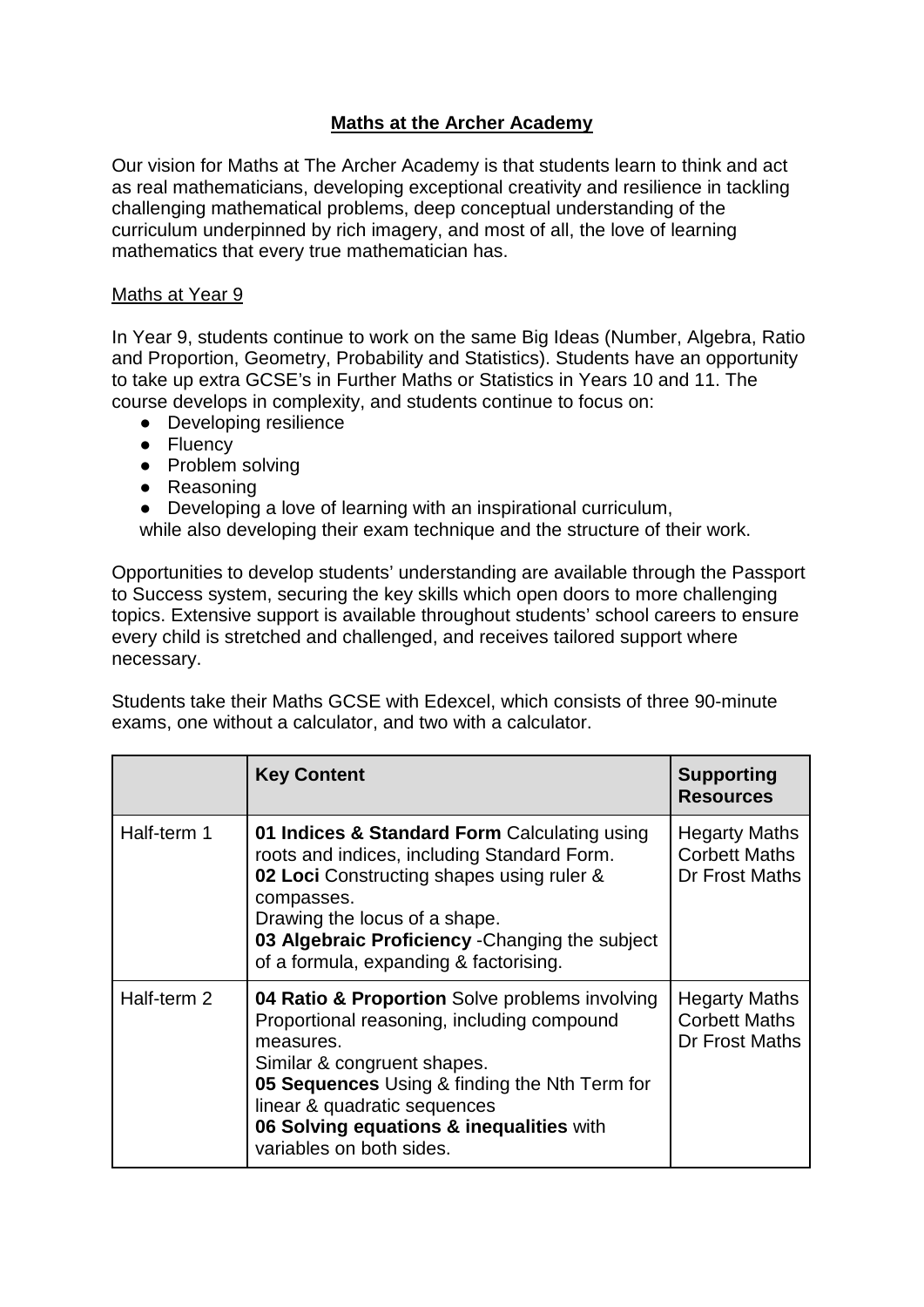**Maths at the Archer Academy**

Our vision for Maths at The Archer Academy is that students learn to think and act as real mathematicians, developing exceptional creativity and resilience in tackling challenging mathematical problems, deep conceptual understanding of the curriculum underpinned by rich imagery, and most of all, the love of learning mathematics that every true mathematician has.

Maths at Year 9

In Year 9, students continue to work on the same Big Ideas (Number, Algebra, Ratio and Proportion, Geometry, Probability and Statistics). Students have an opportunity to take up extra GCSE's in Further Maths or Statistics in Years 10 and 11. The course develops in complexity, and students continue to focus on:

- Developing resilience
- Fluency
- Problem solving
- Reasoning
- Developing a love of learning with an inspirational curriculum,

while also developing their exam technique and the structure of their work.

Opportunities to develop students' understanding are available through the Passport to Success system, securing the key skills which open doors to more challenging topics. Extensive support is available throughout students' school careers to ensure every child is stretched and challenged, and receives tailored support where necessary.

Students take their Maths GCSE with Edexcel, which consists of three 90-minute exams, one without a calculator, and two with a calculator.

| | **Key Content** | **Supporting Resources** |
|---|---|---|
| Half-term 1 | **01 Indices & Standard Form** Calculating using roots and indices, including Standard Form.<br>**02 Loci** Constructing shapes using ruler & compasses.<br>Drawing the locus of a shape.<br>**03 Algebraic Proficiency** -Changing the subject of a formula, expanding & factorising. | Hegarty Maths<br>Corbett Maths<br>Dr Frost Maths |
| Half-term 2 | **04 Ratio & Proportion** Solve problems involving Proportional reasoning, including compound measures.<br>Similar & congruent shapes.<br>**05 Sequences** Using & finding the Nth Term for linear & quadratic sequences<br>**06 Solving equations & inequalities** with variables on both sides. | Hegarty Maths<br>Corbett Maths<br>Dr Frost Maths |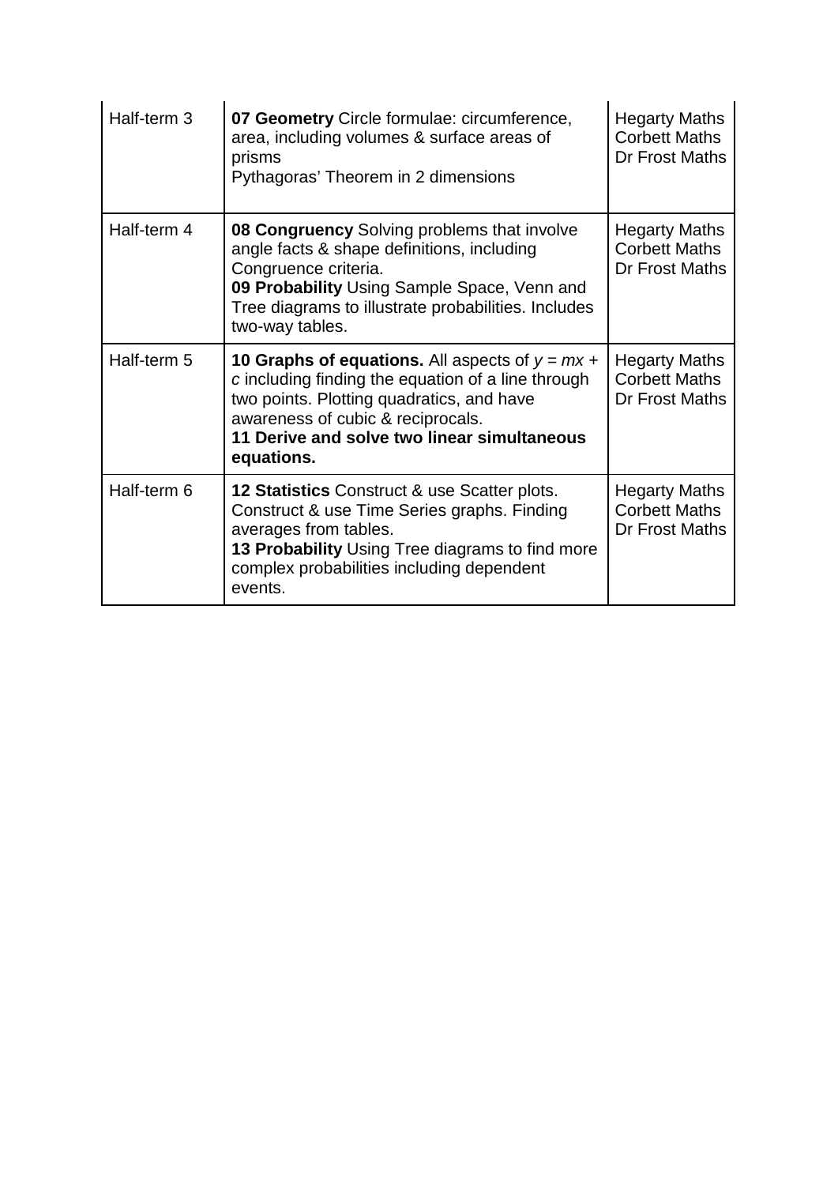| Half-term 3 | **07 Geometry** Circle formulae: circumference, area, including volumes & surface areas of prisms<br>Pythagoras' Theorem in 2 dimensions | Hegarty Maths<br>Corbett Maths<br>Dr Frost Maths |
|---|---|---|
| Half-term 4 | **08 Congruency** Solving problems that involve angle facts & shape definitions, including Congruence criteria.<br>**09 Probability** Using Sample Space, Venn and Tree diagrams to illustrate probabilities. Includes two-way tables. | Hegarty Maths<br>Corbett Maths<br>Dr Frost Maths |
| Half-term 5 | **10 Graphs of equations.** All aspects of $y = mx + c$ including finding the equation of a line through two points. Plotting quadratics, and have awareness of cubic & reciprocals.<br>**11 Derive and solve two linear simultaneous equations.** | Hegarty Maths<br>Corbett Maths<br>Dr Frost Maths |
| Half-term 6 | **12 Statistics** Construct & use Scatter plots. Construct & use Time Series graphs. Finding averages from tables.<br>**13 Probability** Using Tree diagrams to find more complex probabilities including dependent events. | Hegarty Maths<br>Corbett Maths<br>Dr Frost Maths |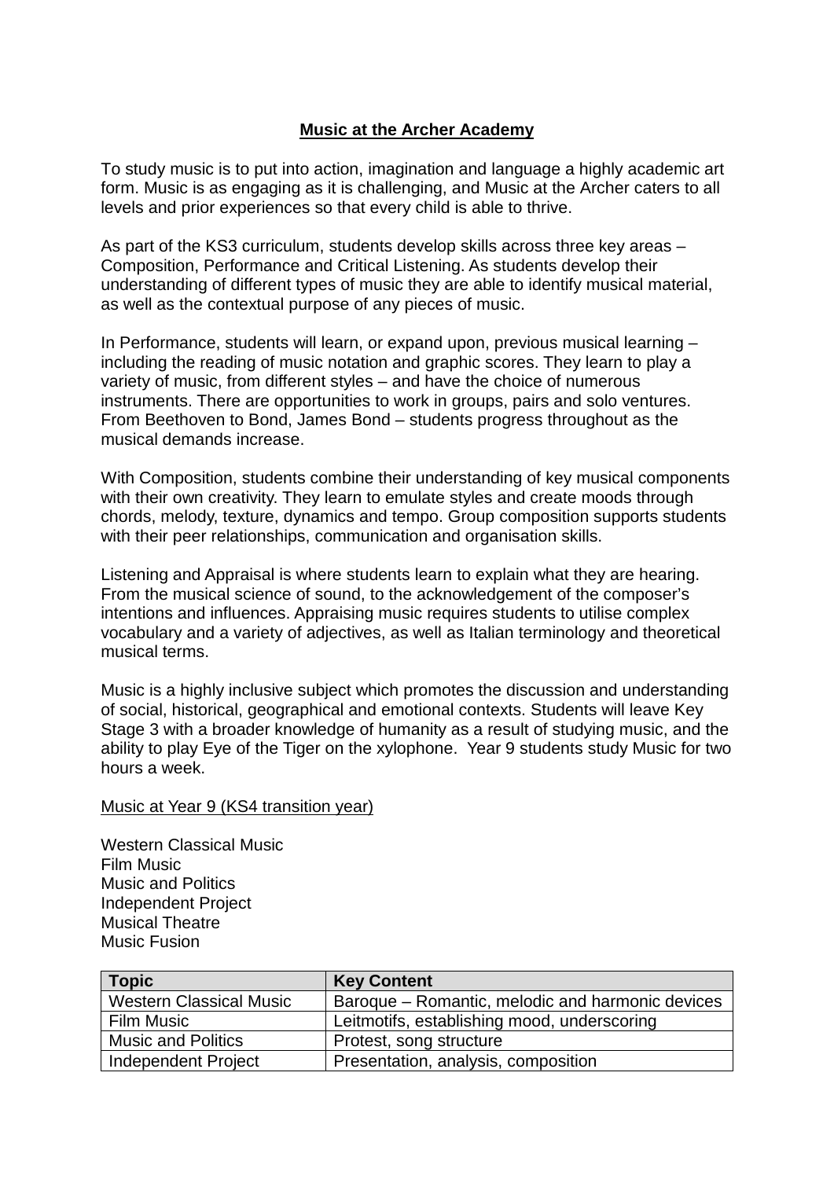# **Music at the Archer Academy**

To study music is to put into action, imagination and language a highly academic art form. Music is as engaging as it is challenging, and Music at the Archer caters to all levels and prior experiences so that every child is able to thrive.

As part of the KS3 curriculum, students develop skills across three key areas – Composition, Performance and Critical Listening. As students develop their understanding of different types of music they are able to identify musical material, as well as the contextual purpose of any pieces of music.

In Performance, students will learn, or expand upon, previous musical learning – including the reading of music notation and graphic scores. They learn to play a variety of music, from different styles – and have the choice of numerous instruments. There are opportunities to work in groups, pairs and solo ventures. From Beethoven to Bond, James Bond – students progress throughout as the musical demands increase.

With Composition, students combine their understanding of key musical components with their own creativity. They learn to emulate styles and create moods through chords, melody, texture, dynamics and tempo. Group composition supports students with their peer relationships, communication and organisation skills.

Listening and Appraisal is where students learn to explain what they are hearing. From the musical science of sound, to the acknowledgement of the composer's intentions and influences. Appraising music requires students to utilise complex vocabulary and a variety of adjectives, as well as Italian terminology and theoretical musical terms.

Music is a highly inclusive subject which promotes the discussion and understanding of social, historical, geographical and emotional contexts. Students will leave Key Stage 3 with a broader knowledge of humanity as a result of studying music, and the ability to play Eye of the Tiger on the xylophone. Year 9 students study Music for two hours a week.

Music at Year 9 (KS4 transition year)

Western Classical Music
Film Music
Music and Politics
Independent Project
Musical Theatre
Music Fusion

| **Topic** | **Key Content** |
| --- | --- |
| Western Classical Music | Baroque – Romantic, melodic and harmonic devices |
| Film Music | Leitmotifs, establishing mood, underscoring |
| Music and Politics | Protest, song structure |
| Independent Project | Presentation, analysis, composition |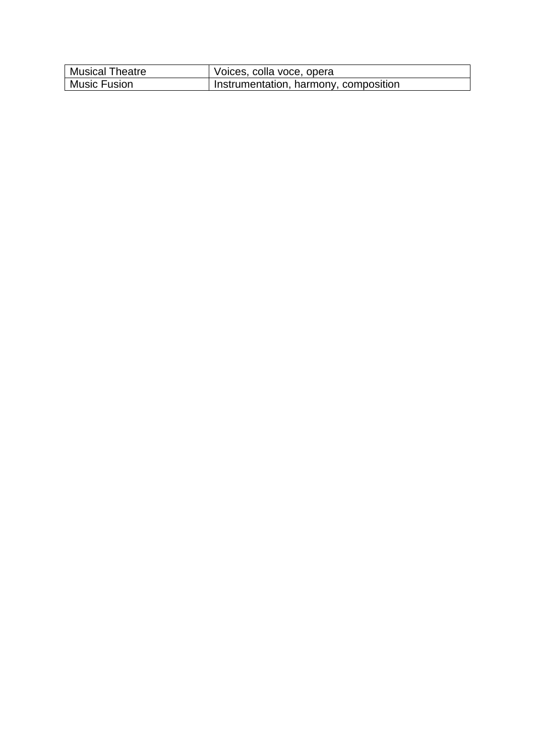| Musical Theatre | Voices, colla voce, opera |
|---|---|
| Music Fusion | Instrumentation, harmony, composition |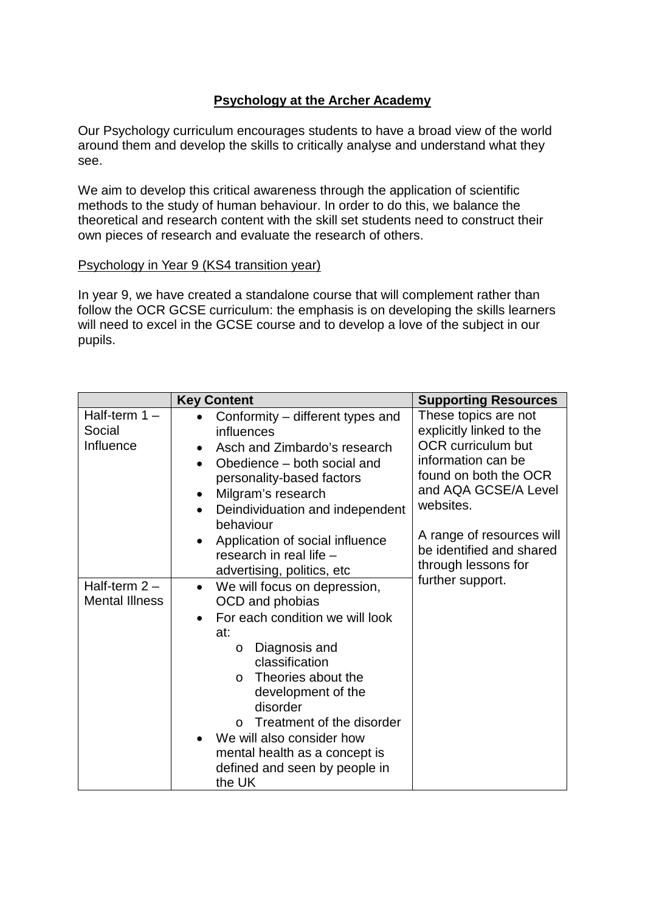**Psychology at the Archer Academy**

Our Psychology curriculum encourages students to have a broad view of the world around them and develop the skills to critically analyse and understand what they see.

We aim to develop this critical awareness through the application of scientific methods to the study of human behaviour. In order to do this, we balance the theoretical and research content with the skill set students need to construct their own pieces of research and evaluate the research of others.

Psychology in Year 9 (KS4 transition year)

In year 9, we have created a standalone course that will complement rather than follow the OCR GCSE curriculum: the emphasis is on developing the skills learners will need to excel in the GCSE course and to develop a love of the subject in our pupils.

| | Key Content | Supporting Resources |
|---|---|---|
| Half-term 1 – Social Influence | • Conformity – different types and influences<br>• Asch and Zimbardo's research<br>• Obedience – both social and personality-based factors<br>• Milgram's research<br>• Deindividuation and independent behaviour<br>• Application of social influence research in real life – advertising, politics, etc | These topics are not explicitly linked to the OCR curriculum but information can be found on both the OCR and AQA GCSE/A Level websites.<br><br>A range of resources will be identified and shared through lessons for further support. |
| Half-term 2 – Mental Illness | • We will focus on depression, OCD and phobias<br>• For each condition we will look at:<br>  o Diagnosis and classification<br>  o Theories about the development of the disorder<br>  o Treatment of the disorder<br>• We will also consider how mental health as a concept is defined and seen by people in the UK | |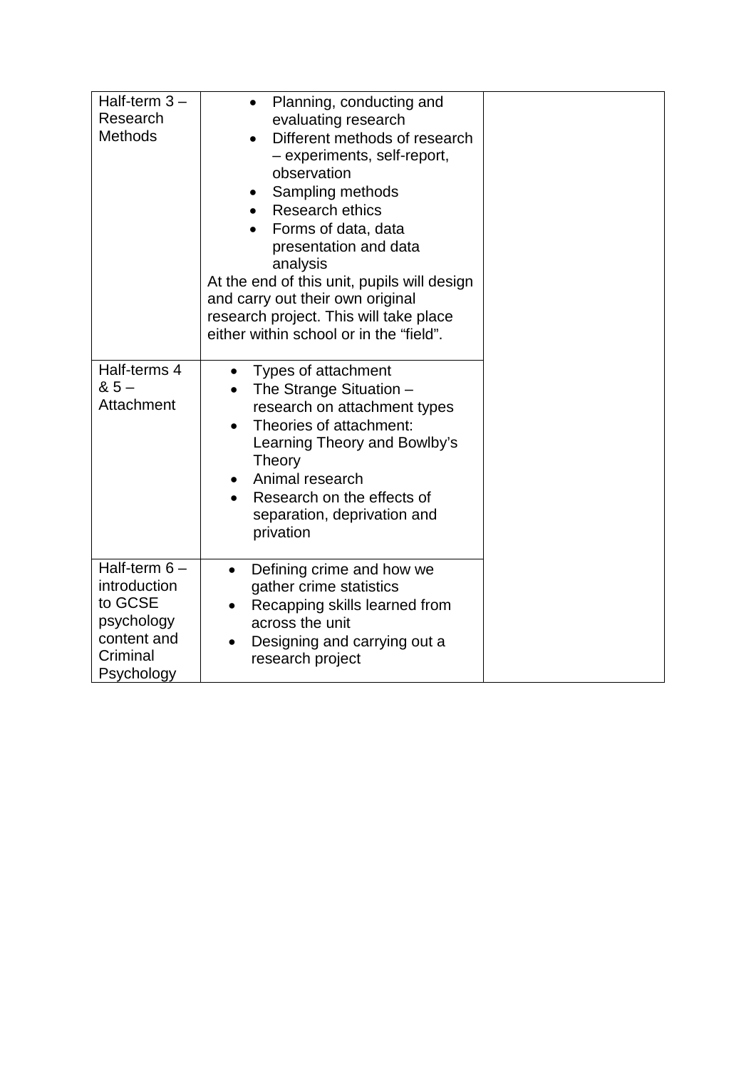| | | |
|---|---|---|
| Half-term 3 – Research Methods | • Planning, conducting and evaluating research<br>• Different methods of research – experiments, self-report, observation<br>• Sampling methods<br>• Research ethics<br>• Forms of data, data presentation and data analysis<br>At the end of this unit, pupils will design and carry out their own original research project. This will take place either within school or in the "field". | |
| Half-terms 4 & 5 – Attachment | • Types of attachment<br>• The Strange Situation – research on attachment types<br>• Theories of attachment: Learning Theory and Bowlby's Theory<br>• Animal research<br>• Research on the effects of separation, deprivation and privation | |
| Half-term 6 – introduction to GCSE psychology content and Criminal Psychology | • Defining crime and how we gather crime statistics<br>• Recapping skills learned from across the unit<br>• Designing and carrying out a research project | |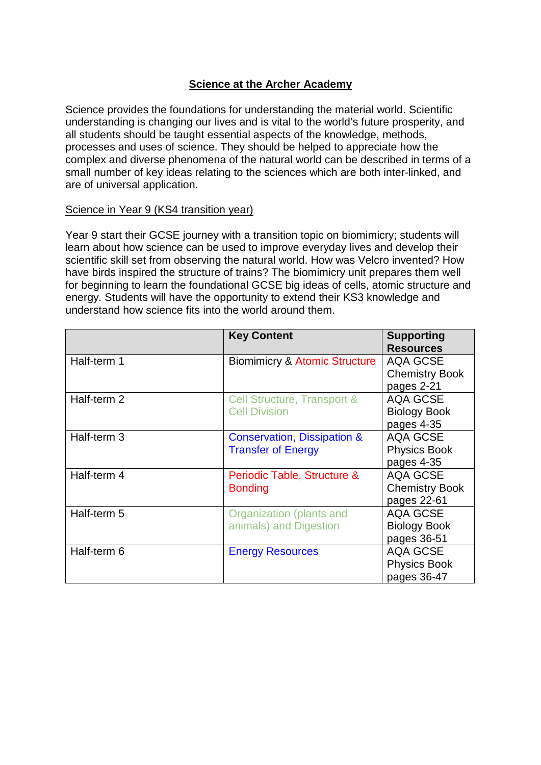## Science at the Archer Academy

Science provides the foundations for understanding the material world. Scientific understanding is changing our lives and is vital to the world's future prosperity, and all students should be taught essential aspects of the knowledge, methods, processes and uses of science. They should be helped to appreciate how the complex and diverse phenomena of the natural world can be described in terms of a small number of key ideas relating to the sciences which are both inter-linked, and are of universal application.

### Science in Year 9 (KS4 transition year)

Year 9 start their GCSE journey with a transition topic on biomimicry; students will learn about how science can be used to improve everyday lives and develop their scientific skill set from observing the natural world. How was Velcro invented? How have birds inspired the structure of trains? The biomimicry unit prepares them well for beginning to learn the foundational GCSE big ideas of cells, atomic structure and energy. Students will have the opportunity to extend their KS3 knowledge and understand how science fits into the world around them.

| | **Key Content** | **Supporting Resources** |
|---|---|---|
| Half-term 1 | Biomimicry & Atomic Structure | AQA GCSE Chemistry Book pages 2-21 |
| Half-term 2 | Cell Structure, Transport & Cell Division | AQA GCSE Biology Book pages 4-35 |
| Half-term 3 | Conservation, Dissipation & Transfer of Energy | AQA GCSE Physics Book pages 4-35 |
| Half-term 4 | Periodic Table, Structure & Bonding | AQA GCSE Chemistry Book pages 22-61 |
| Half-term 5 | Organization (plants and animals) and Digestion | AQA GCSE Biology Book pages 36-51 |
| Half-term 6 | Energy Resources | AQA GCSE Physics Book pages 36-47 |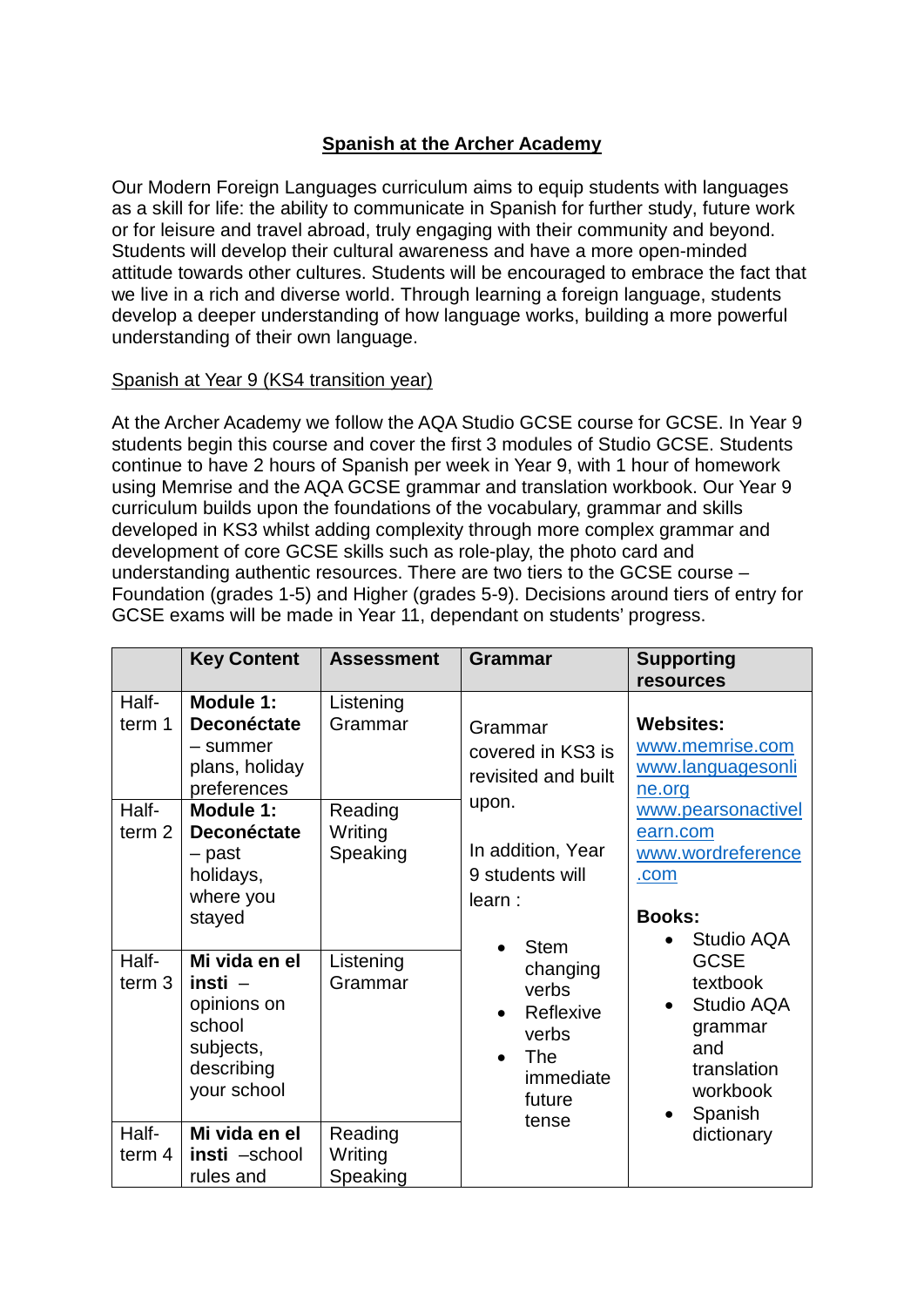## Spanish at the Archer Academy

Our Modern Foreign Languages curriculum aims to equip students with languages as a skill for life: the ability to communicate in Spanish for further study, future work or for leisure and travel abroad, truly engaging with their community and beyond. Students will develop their cultural awareness and have a more open-minded attitude towards other cultures. Students will be encouraged to embrace the fact that we live in a rich and diverse world. Through learning a foreign language, students develop a deeper understanding of how language works, building a more powerful understanding of their own language.

### Spanish at Year 9 (KS4 transition year)

At the Archer Academy we follow the AQA Studio GCSE course for GCSE. In Year 9 students begin this course and cover the first 3 modules of Studio GCSE. Students continue to have 2 hours of Spanish per week in Year 9, with 1 hour of homework using Memrise and the AQA GCSE grammar and translation workbook. Our Year 9 curriculum builds upon the foundations of the vocabulary, grammar and skills developed in KS3 whilst adding complexity through more complex grammar and development of core GCSE skills such as role-play, the photo card and understanding authentic resources. There are two tiers to the GCSE course – Foundation (grades 1-5) and Higher (grades 5-9). Decisions around tiers of entry for GCSE exams will be made in Year 11, dependant on students' progress.

| | Key Content | Assessment | Grammar | Supporting resources |
|---|---|---|---|---|
| Half-term 1 | **Module 1: Deconéctate** – summer plans, holiday preferences | Listening Grammar | Grammar covered in KS3 is revisited and built upon.<br><br>In addition, Year 9 students will learn :<br>• Stem changing verbs<br>• Reflexive verbs<br>• The immediate future tense | **Websites:**<br>www.memrise.com<br>www.languagesonline.org<br>www.pearsonactivelearn.com<br>www.wordreference.com<br><br>**Books:**<br>• Studio AQA GCSE textbook<br>• Studio AQA grammar and translation workbook<br>• Spanish dictionary |
| Half-term 2 | **Module 1: Deconéctate** – past holidays, where you stayed | Reading Writing Speaking | | |
| Half-term 3 | **Mi vida en el insti** – opinions on school subjects, describing your school | Listening Grammar | | |
| Half-term 4 | **Mi vida en el insti** –school rules and | Reading Writing Speaking | | |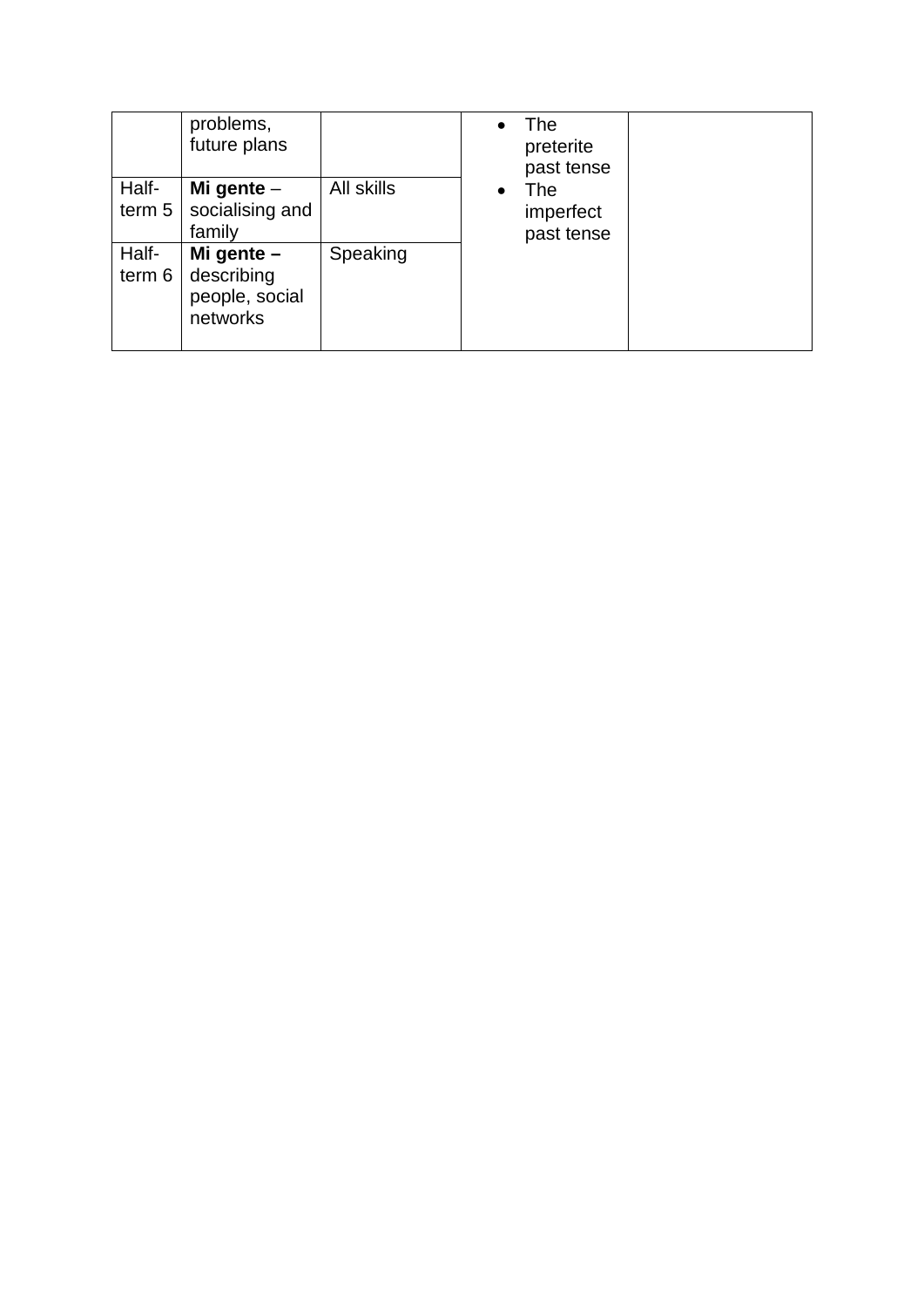|  | problems, future plans |  | • The preterite past tense<br>• The imperfect past tense |  |
|---|---|---|---|---|
| Half-term 5 | **Mi gente** – socialising and family | All skills |  |  |
| Half-term 6 | **Mi gente –** describing people, social networks | Speaking |  |  |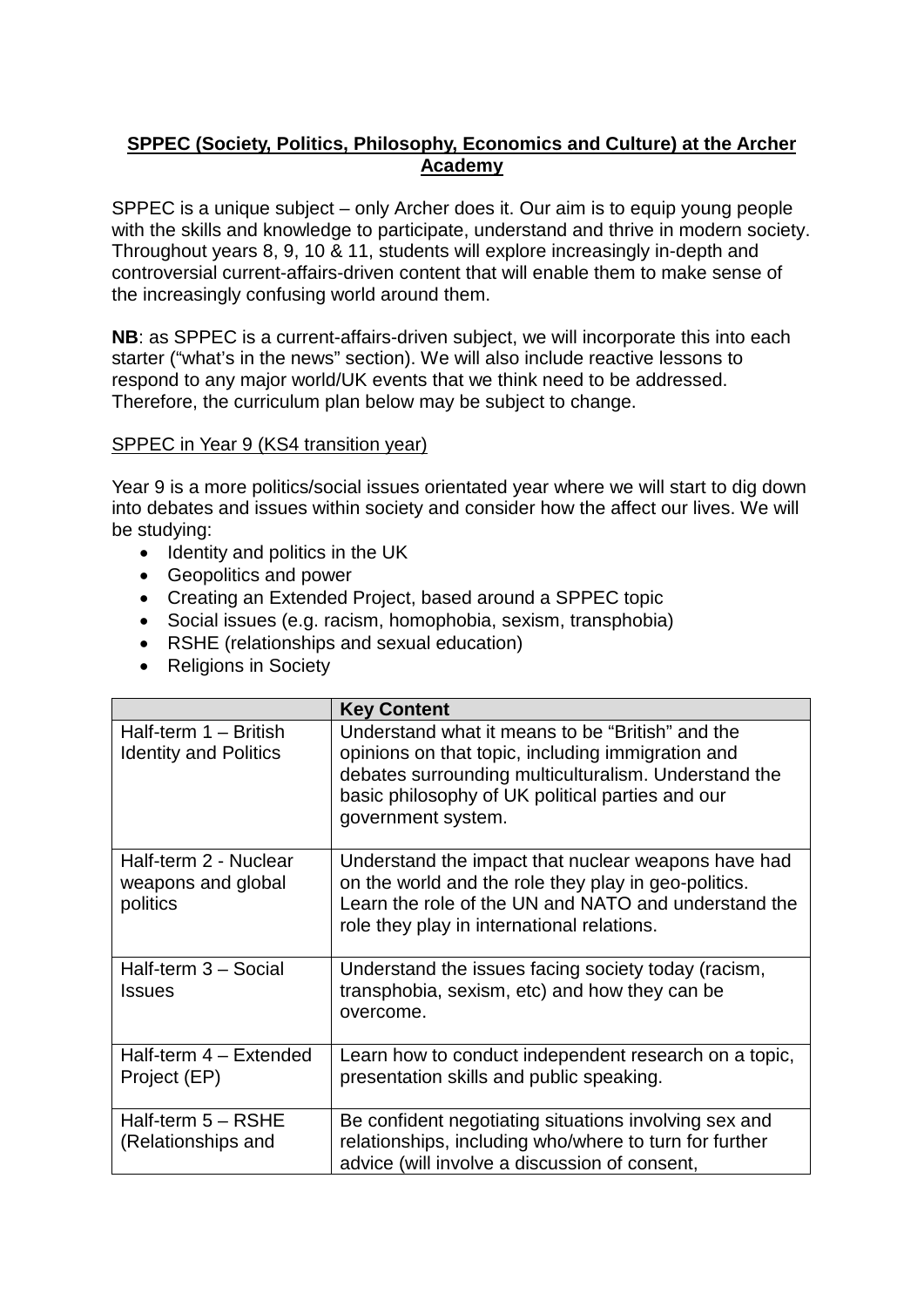**SPPEC (Society, Politics, Philosophy, Economics and Culture) at the Archer Academy**

SPPEC is a unique subject – only Archer does it. Our aim is to equip young people with the skills and knowledge to participate, understand and thrive in modern society. Throughout years 8, 9, 10 & 11, students will explore increasingly in-depth and controversial current-affairs-driven content that will enable them to make sense of the increasingly confusing world around them.

**NB**: as SPPEC is a current-affairs-driven subject, we will incorporate this into each starter ("what's in the news" section). We will also include reactive lessons to respond to any major world/UK events that we think need to be addressed. Therefore, the curriculum plan below may be subject to change.

SPPEC in Year 9 (KS4 transition year)

Year 9 is a more politics/social issues orientated year where we will start to dig down into debates and issues within society and consider how the affect our lives. We will be studying:

- Identity and politics in the UK
- Geopolitics and power
- Creating an Extended Project, based around a SPPEC topic
- Social issues (e.g. racism, homophobia, sexism, transphobia)
- RSHE (relationships and sexual education)
- Religions in Society

| | **Key Content** |
|---|---|
| Half-term 1 – British Identity and Politics | Understand what it means to be "British" and the opinions on that topic, including immigration and debates surrounding multiculturalism. Understand the basic philosophy of UK political parties and our government system. |
| Half-term 2 - Nuclear weapons and global politics | Understand the impact that nuclear weapons have had on the world and the role they play in geo-politics. Learn the role of the UN and NATO and understand the role they play in international relations. |
| Half-term 3 – Social Issues | Understand the issues facing society today (racism, transphobia, sexism, etc) and how they can be overcome. |
| Half-term 4 – Extended Project (EP) | Learn how to conduct independent research on a topic, presentation skills and public speaking. |
| Half-term 5 – RSHE (Relationships and | Be confident negotiating situations involving sex and relationships, including who/where to turn for further advice (will involve a discussion of consent, |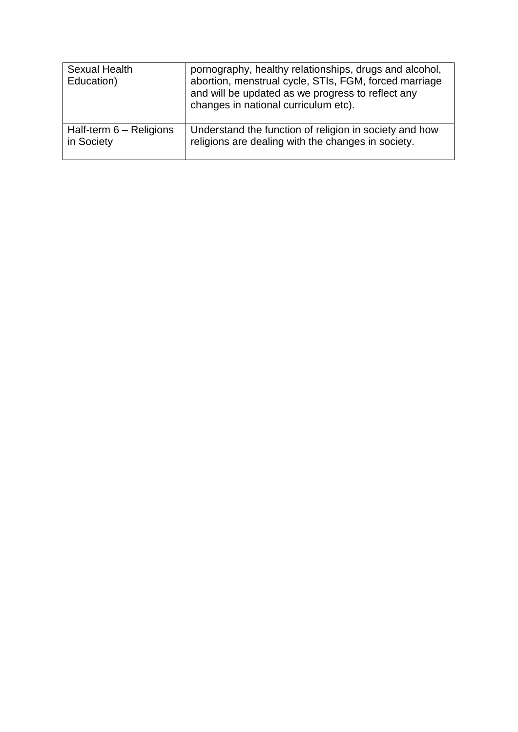| | |
|---|---|
| Sexual Health Education) | pornography, healthy relationships, drugs and alcohol, abortion, menstrual cycle, STIs, FGM, forced marriage and will be updated as we progress to reflect any changes in national curriculum etc). |
| Half-term 6 – Religions in Society | Understand the function of religion in society and how religions are dealing with the changes in society. |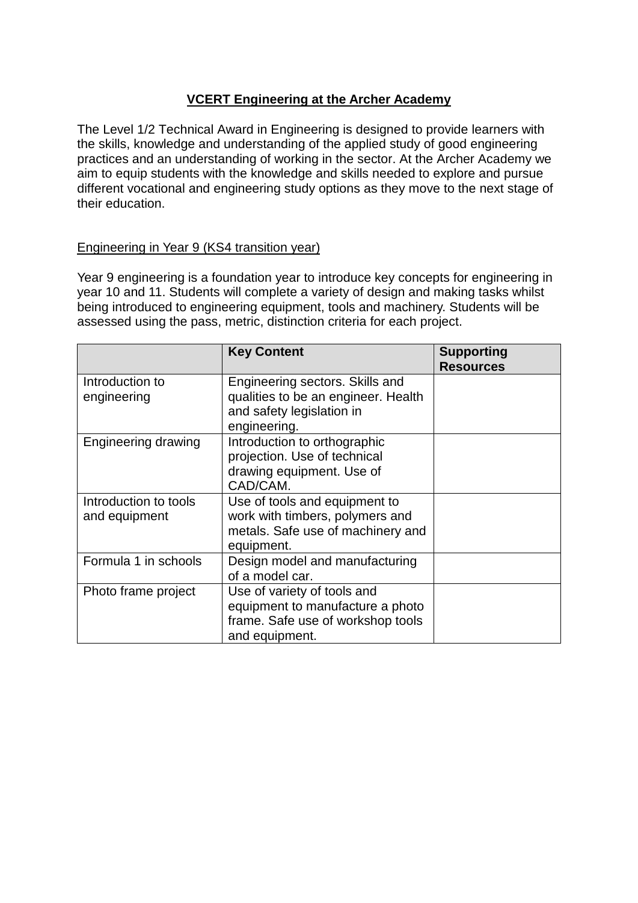**VCERT Engineering at the Archer Academy**

The Level 1/2 Technical Award in Engineering is designed to provide learners with the skills, knowledge and understanding of the applied study of good engineering practices and an understanding of working in the sector. At the Archer Academy we aim to equip students with the knowledge and skills needed to explore and pursue different vocational and engineering study options as they move to the next stage of their education.

Engineering in Year 9 (KS4 transition year)

Year 9 engineering is a foundation year to introduce key concepts for engineering in year 10 and 11. Students will complete a variety of design and making tasks whilst being introduced to engineering equipment, tools and machinery. Students will be assessed using the pass, metric, distinction criteria for each project.

| | Key Content | Supporting Resources |
|---|---|---|
| Introduction to engineering | Engineering sectors. Skills and qualities to be an engineer. Health and safety legislation in engineering. | |
| Engineering drawing | Introduction to orthographic projection. Use of technical drawing equipment. Use of CAD/CAM. | |
| Introduction to tools and equipment | Use of tools and equipment to work with timbers, polymers and metals. Safe use of machinery and equipment. | |
| Formula 1 in schools | Design model and manufacturing of a model car. | |
| Photo frame project | Use of variety of tools and equipment to manufacture a photo frame. Safe use of workshop tools and equipment. | |